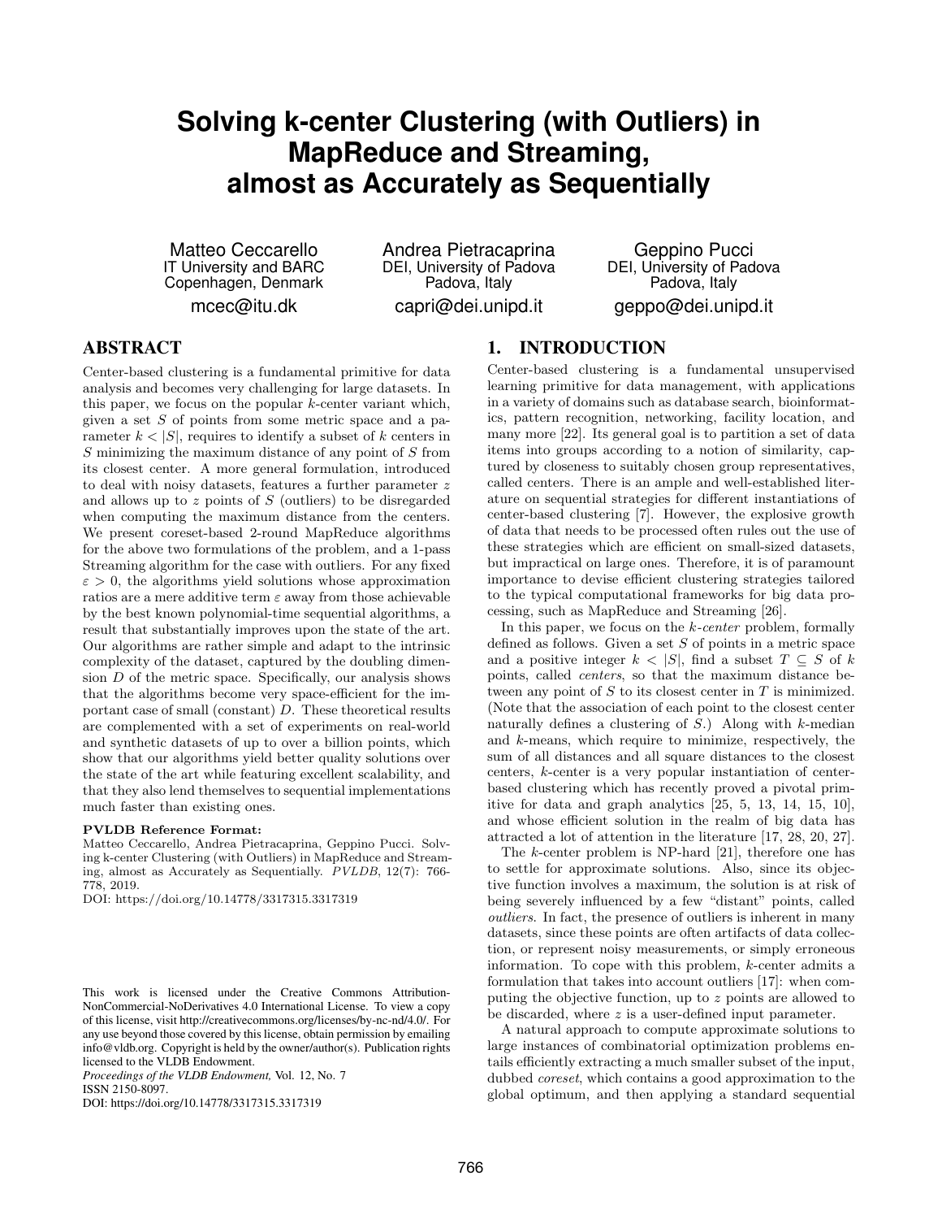# Solving k-center Clustering (with Outliers) in MapReduce and Streaming, almost as Accurately as Sequentially

Matteo Ceccarello
IT University and BARC
Copenhagen, Denmark
mcec@itu.dk

Andrea Pietracaprina
DEI, University of Padova
Padova, Italy
capri@dei.unipd.it

Geppino Pucci
DEI, University of Padova
Padova, Italy
geppo@dei.unipd.it

## ABSTRACT

Center-based clustering is a fundamental primitive for data analysis and becomes very challenging for large datasets. In this paper, we focus on the popular $k$-center variant which, given a set $S$ of points from some metric space and a parameter $k < |S|$, requires to identify a subset of $k$ centers in $S$ minimizing the maximum distance of any point of $S$ from its closest center. A more general formulation, introduced to deal with noisy datasets, features a further parameter $z$ and allows up to $z$ points of $S$ (outliers) to be disregarded when computing the maximum distance from the centers. We present coreset-based 2-round MapReduce algorithms for the above two formulations of the problem, and a 1-pass Streaming algorithm for the case with outliers. For any fixed $\varepsilon > 0$, the algorithms yield solutions whose approximation ratios are a mere additive term $\varepsilon$ away from those achievable by the best known polynomial-time sequential algorithms, a result that substantially improves upon the state of the art. Our algorithms are rather simple and adapt to the intrinsic complexity of the dataset, captured by the doubling dimension $D$ of the metric space. Specifically, our analysis shows that the algorithms become very space-efficient for the important case of small (constant) $D$. These theoretical results are complemented with a set of experiments on real-world and synthetic datasets of up to over a billion points, which show that our algorithms yield better quality solutions over the state of the art while featuring excellent scalability, and that they also lend themselves to sequential implementations much faster than existing ones.

**PVLDB Reference Format:**
Matteo Ceccarello, Andrea Pietracaprina, Geppino Pucci. Solving k-center Clustering (with Outliers) in MapReduce and Streaming, almost as Accurately as Sequentially. *PVLDB*, 12(7): 766-778, 2019.
DOI: https://doi.org/10.14778/3317315.3317319

This work is licensed under the Creative Commons Attribution-NonCommercial-NoDerivatives 4.0 International License. To view a copy of this license, visit http://creativecommons.org/licenses/by-nc-nd/4.0/. For any use beyond those covered by this license, obtain permission by emailing info@vldb.org. Copyright is held by the owner/author(s). Publication rights licensed to the VLDB Endowment.
*Proceedings of the VLDB Endowment,* Vol. 12, No. 7
ISSN 2150-8097.
DOI: https://doi.org/10.14778/3317315.3317319

## 1. INTRODUCTION

Center-based clustering is a fundamental unsupervised learning primitive for data management, with applications in a variety of domains such as database search, bioinformatics, pattern recognition, networking, facility location, and many more [22]. Its general goal is to partition a set of data items into groups according to a notion of similarity, captured by closeness to suitably chosen group representatives, called centers. There is an ample and well-established literature on sequential strategies for different instantiations of center-based clustering [7]. However, the explosive growth of data that needs to be processed often rules out the use of these strategies which are efficient on small-sized datasets, but impractical on large ones. Therefore, it is of paramount importance to devise efficient clustering strategies tailored to the typical computational frameworks for big data processing, such as MapReduce and Streaming [26].

In this paper, we focus on the $k$-*center* problem, formally defined as follows. Given a set $S$ of points in a metric space and a positive integer $k < |S|$, find a subset $T \subseteq S$ of $k$ points, called *centers*, so that the maximum distance between any point of $S$ to its closest center in $T$ is minimized. (Note that the association of each point to the closest center naturally defines a clustering of $S$.) Along with $k$-median and $k$-means, which require to minimize, respectively, the sum of all distances and all square distances to the closest centers, $k$-center is a very popular instantiation of center-based clustering which has recently proved a pivotal primitive for data and graph analytics [25, 5, 13, 14, 15, 10], and whose efficient solution in the realm of big data has attracted a lot of attention in the literature [17, 28, 20, 27].

The $k$-center problem is NP-hard [21], therefore one has to settle for approximate solutions. Also, since its objective function involves a maximum, the solution is at risk of being severely influenced by a few "distant" points, called *outliers*. In fact, the presence of outliers is inherent in many datasets, since these points are often artifacts of data collection, or represent noisy measurements, or simply erroneous information. To cope with this problem, $k$-center admits a formulation that takes into account outliers [17]: when computing the objective function, up to $z$ points are allowed to be discarded, where $z$ is a user-defined input parameter.

A natural approach to compute approximate solutions to large instances of combinatorial optimization problems entails efficiently extracting a much smaller subset of the input, dubbed *coreset*, which contains a good approximation to the global optimum, and then applying a standard sequential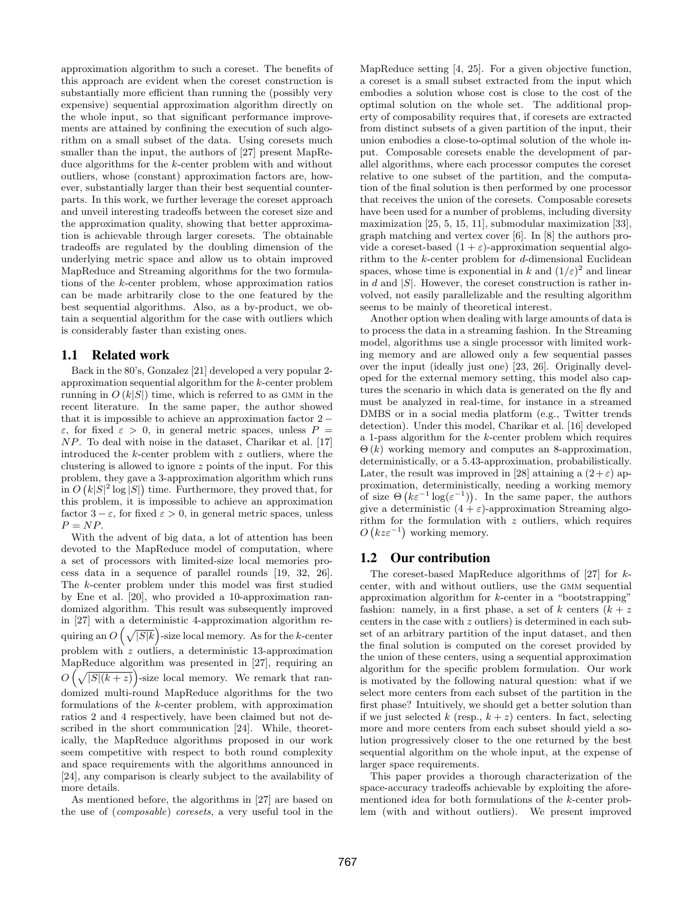approximation algorithm to such a coreset. The benefits of this approach are evident when the coreset construction is substantially more efficient than running the (possibly very expensive) sequential approximation algorithm directly on the whole input, so that significant performance improvements are attained by confining the execution of such algorithm on a small subset of the data. Using coresets much smaller than the input, the authors of [27] present MapReduce algorithms for the $k$-center problem with and without outliers, whose (constant) approximation factors are, however, substantially larger than their best sequential counterparts. In this work, we further leverage the coreset approach and unveil interesting tradeoffs between the coreset size and the approximation quality, showing that better approximation is achievable through larger coresets. The obtainable tradeoffs are regulated by the doubling dimension of the underlying metric space and allow us to obtain improved MapReduce and Streaming algorithms for the two formulations of the $k$-center problem, whose approximation ratios can be made arbitrarily close to the one featured by the best sequential algorithms. Also, as a by-product, we obtain a sequential algorithm for the case with outliers which is considerably faster than existing ones.

## 1.1 Related work

Back in the 80's, Gonzalez [21] developed a very popular 2-approximation sequential algorithm for the $k$-center problem running in $O(k|S|)$ time, which is referred to as GMM in the recent literature. In the same paper, the author showed that it is impossible to achieve an approximation factor $2-\varepsilon$, for fixed $\varepsilon > 0$, in general metric spaces, unless $P = NP$. To deal with noise in the dataset, Charikar et al. [17] introduced the $k$-center problem with $z$ outliers, where the clustering is allowed to ignore $z$ points of the input. For this problem, they gave a 3-approximation algorithm which runs in $O(k|S|^2 \log |S|)$ time. Furthermore, they proved that, for this problem, it is impossible to achieve an approximation factor $3-\varepsilon$, for fixed $\varepsilon > 0$, in general metric spaces, unless $P = NP$.

With the advent of big data, a lot of attention has been devoted to the MapReduce model of computation, where a set of processors with limited-size local memories process data in a sequence of parallel rounds [19, 32, 26]. The $k$-center problem under this model was first studied by Ene et al. [20], who provided a 10-approximation randomized algorithm. This result was subsequently improved in [27] with a deterministic 4-approximation algorithm requiring an $O\left(\sqrt{|S|k}\right)$-size local memory. As for the $k$-center problem with $z$ outliers, a deterministic 13-approximation MapReduce algorithm was presented in [27], requiring an $O\left(\sqrt{|S|(k+z)}\right)$-size local memory. We remark that randomized multi-round MapReduce algorithms for the two formulations of the $k$-center problem, with approximation ratios 2 and 4 respectively, have been claimed but not described in the short communication [24]. While, theoretically, the MapReduce algorithms proposed in our work seem competitive with respect to both round complexity and space requirements with the algorithms announced in [24], any comparison is clearly subject to the availability of more details.

As mentioned before, the algorithms in [27] are based on the use of (*composable*) *coresets*, a very useful tool in the MapReduce setting [4, 25]. For a given objective function, a coreset is a small subset extracted from the input which embodies a solution whose cost is close to the cost of the optimal solution on the whole set. The additional property of composability requires that, if coresets are extracted from distinct subsets of a given partition of the input, their union embodies a close-to-optimal solution of the whole input. Composable coresets enable the development of parallel algorithms, where each processor computes the coreset relative to one subset of the partition, and the computation of the final solution is then performed by one processor that receives the union of the coresets. Composable coresets have been used for a number of problems, including diversity maximization [25, 5, 15, 11], submodular maximization [33], graph matching and vertex cover [6]. In [8] the authors provide a coreset-based $(1+\varepsilon)$-approximation sequential algorithm to the $k$-center problem for $d$-dimensional Euclidean spaces, whose time is exponential in $k$ and $(1/\varepsilon)^2$ and linear in $d$ and $|S|$. However, the coreset construction is rather involved, not easily parallelizable and the resulting algorithm seems to be mainly of theoretical interest.

Another option when dealing with large amounts of data is to process the data in a streaming fashion. In the Streaming model, algorithms use a single processor with limited working memory and are allowed only a few sequential passes over the input (ideally just one) [23, 26]. Originally developed for the external memory setting, this model also captures the scenario in which data is generated on the fly and must be analyzed in real-time, for instance in a streamed DMBS or in a social media platform (e.g., Twitter trends detection). Under this model, Charikar et al. [16] developed a 1-pass algorithm for the $k$-center problem which requires $\Theta(k)$ working memory and computes an 8-approximation, deterministically, or a 5.43-approximation, probabilistically. Later, the result was improved in [28] attaining a $(2+\varepsilon)$ approximation, deterministically, needing a working memory of size $\Theta\left(k\varepsilon^{-1}\log(\varepsilon^{-1})\right)$. In the same paper, the authors give a deterministic $(4+\varepsilon)$-approximation Streaming algorithm for the formulation with $z$ outliers, which requires $O\left(kz\varepsilon^{-1}\right)$ working memory.

## 1.2 Our contribution

The coreset-based MapReduce algorithms of [27] for $k$-center, with and without outliers, use the GMM sequential approximation algorithm for $k$-center in a "bootstrapping" fashion: namely, in a first phase, a set of $k$ centers ($k+z$ centers in the case with $z$ outliers) is determined in each subset of an arbitrary partition of the input dataset, and then the final solution is computed on the coreset provided by the union of these centers, using a sequential approximation algorithm for the specific problem formulation. Our work is motivated by the following natural question: what if we select more centers from each subset of the partition in the first phase? Intuitively, we should get a better solution than if we just selected $k$ (resp., $k+z$) centers. In fact, selecting more and more centers from each subset should yield a solution progressively closer to the one returned by the best sequential algorithm on the whole input, at the expense of larger space requirements.

This paper provides a thorough characterization of the space-accuracy tradeoffs achievable by exploiting the aforementioned idea for both formulations of the $k$-center problem (with and without outliers). We present improved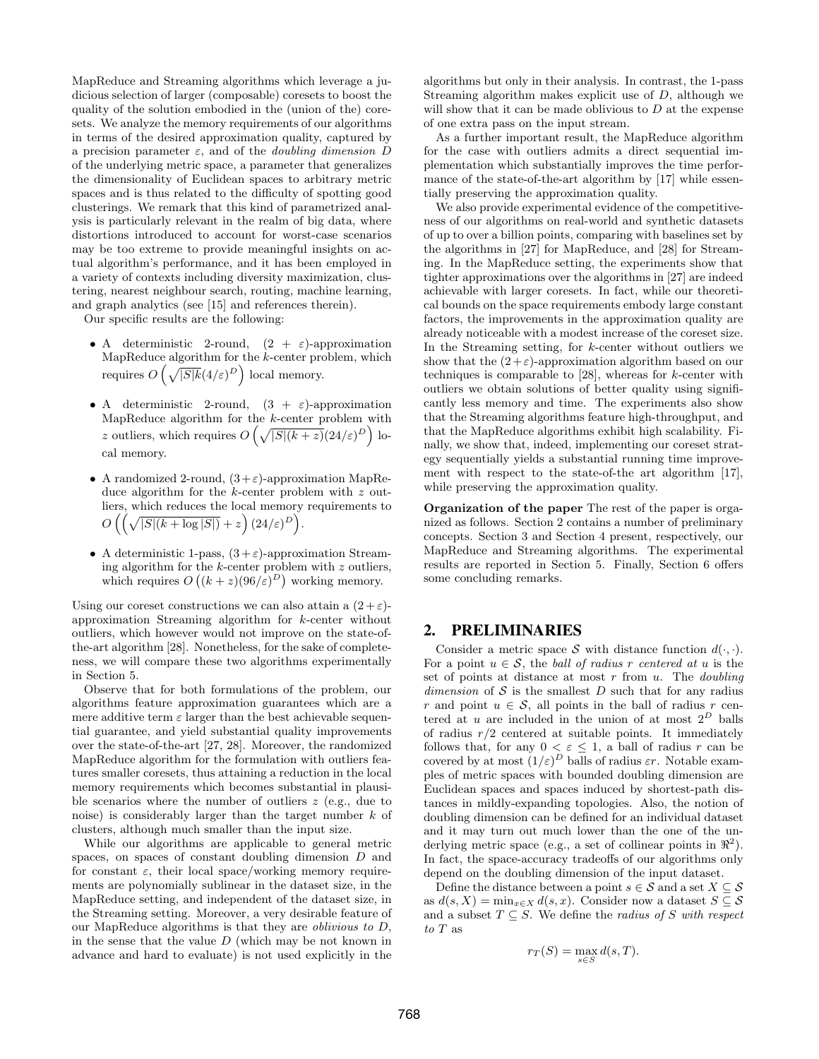MapReduce and Streaming algorithms which leverage a judicious selection of larger (composable) coresets to boost the quality of the solution embodied in the (union of the) coresets. We analyze the memory requirements of our algorithms in terms of the desired approximation quality, captured by a precision parameter $\varepsilon$, and of the *doubling dimension* $D$ of the underlying metric space, a parameter that generalizes the dimensionality of Euclidean spaces to arbitrary metric spaces and is thus related to the difficulty of spotting good clusterings. We remark that this kind of parametrized analysis is particularly relevant in the realm of big data, where distortions introduced to account for worst-case scenarios may be too extreme to provide meaningful insights on actual algorithm's performance, and it has been employed in a variety of contexts including diversity maximization, clustering, nearest neighbour search, routing, machine learning, and graph analytics (see [15] and references therein).

Our specific results are the following:

- A deterministic 2-round, $(2+\varepsilon)$-approximation MapReduce algorithm for the $k$-center problem, which requires $O\left(\sqrt{|S|k}(4/\varepsilon)^D\right)$ local memory.
- A deterministic 2-round, $(3+\varepsilon)$-approximation MapReduce algorithm for the $k$-center problem with $z$ outliers, which requires $O\left(\sqrt{|S|(k+z)}(24/\varepsilon)^D\right)$ local memory.
- A randomized 2-round, $(3+\varepsilon)$-approximation MapReduce algorithm for the $k$-center problem with $z$ outliers, which reduces the local memory requirements to $O\left(\left(\sqrt{|S|(k+\log|S|)}+z\right)(24/\varepsilon)^D\right)$.
- A deterministic 1-pass, $(3+\varepsilon)$-approximation Streaming algorithm for the $k$-center problem with $z$ outliers, which requires $O\left((k+z)(96/\varepsilon)^D\right)$ working memory.

Using our coreset constructions we can also attain a $(2+\varepsilon)$-approximation Streaming algorithm for $k$-center without outliers, which however would not improve on the state-of-the-art algorithm [28]. Nonetheless, for the sake of completeness, we will compare these two algorithms experimentally in Section 5.

Observe that for both formulations of the problem, our algorithms feature approximation guarantees which are a mere additive term $\varepsilon$ larger than the best achievable sequential guarantee, and yield substantial quality improvements over the state-of-the-art [27, 28]. Moreover, the randomized MapReduce algorithm for the formulation with outliers features smaller coresets, thus attaining a reduction in the local memory requirements which becomes substantial in plausible scenarios where the number of outliers $z$ (e.g., due to noise) is considerably larger than the target number $k$ of clusters, although much smaller than the input size.

While our algorithms are applicable to general metric spaces, on spaces of constant doubling dimension $D$ and for constant $\varepsilon$, their local space/working memory requirements are polynomially sublinear in the dataset size, in the MapReduce setting, and independent of the dataset size, in the Streaming setting. Moreover, a very desirable feature of our MapReduce algorithms is that they are *oblivious to $D$*, in the sense that the value $D$ (which may be not known in advance and hard to evaluate) is not used explicitly in the algorithms but only in their analysis. In contrast, the 1-pass Streaming algorithm makes explicit use of $D$, although we will show that it can be made oblivious to $D$ at the expense of one extra pass on the input stream.

As a further important result, the MapReduce algorithm for the case with outliers admits a direct sequential implementation which substantially improves the time performance of the state-of-the-art algorithm by [17] while essentially preserving the approximation quality.

We also provide experimental evidence of the competitiveness of our algorithms on real-world and synthetic datasets of up to over a billion points, comparing with baselines set by the algorithms in [27] for MapReduce, and [28] for Streaming. In the MapReduce setting, the experiments show that tighter approximations over the algorithms in [27] are indeed achievable with larger coresets. In fact, while our theoretical bounds on the space requirements embody large constant factors, the improvements in the approximation quality are already noticeable with a modest increase of the coreset size. In the Streaming setting, for $k$-center without outliers we show that the $(2+\varepsilon)$-approximation algorithm based on our techniques is comparable to [28], whereas for $k$-center with outliers we obtain solutions of better quality using significantly less memory and time. The experiments also show that the Streaming algorithms feature high-throughput, and that the MapReduce algorithms exhibit high scalability. Finally, we show that, indeed, implementing our coreset strategy sequentially yields a substantial running time improvement with respect to the state-of-the art algorithm [17], while preserving the approximation quality.

**Organization of the paper** The rest of the paper is organized as follows. Section 2 contains a number of preliminary concepts. Section 3 and Section 4 present, respectively, our MapReduce and Streaming algorithms. The experimental results are reported in Section 5. Finally, Section 6 offers some concluding remarks.

## 2. PRELIMINARIES

Consider a metric space $\mathcal{S}$ with distance function $d(\cdot,\cdot)$. For a point $u \in \mathcal{S}$, the *ball of radius $r$ centered at $u$* is the set of points at distance at most $r$ from $u$. The *doubling dimension* of $\mathcal{S}$ is the smallest $D$ such that for any radius $r$ and point $u \in \mathcal{S}$, all points in the ball of radius $r$ centered at $u$ are included in the union of at most $2^D$ balls of radius $r/2$ centered at suitable points. It immediately follows that, for any $0 < \varepsilon \leq 1$, a ball of radius $r$ can be covered by at most $(1/\varepsilon)^D$ balls of radius $\varepsilon r$. Notable examples of metric spaces with bounded doubling dimension are Euclidean spaces and spaces induced by shortest-path distances in mildly-expanding topologies. Also, the notion of doubling dimension can be defined for an individual dataset and it may turn out much lower than the one of the underlying metric space (e.g., a set of collinear points in $\Re^2$). In fact, the space-accuracy tradeoffs of our algorithms only depend on the doubling dimension of the input dataset.

Define the distance between a point $s \in \mathcal{S}$ and a set $X \subseteq \mathcal{S}$ as $d(s,X) = \min_{x \in X} d(s,x)$. Consider now a dataset $S \subseteq \mathcal{S}$ and a subset $T \subseteq S$. We define the *radius of $S$ with respect to $T$* as

$$r_T(S) = \max_{s \in S} d(s,T).$$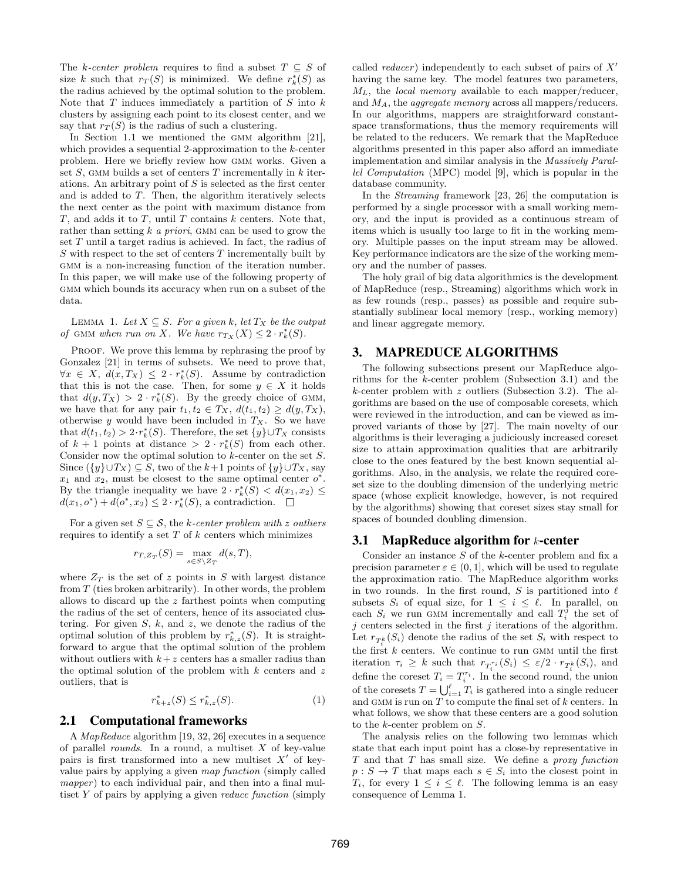The *k-center problem* requires to find a subset $T \subseteq S$ of size $k$ such that $r_T(S)$ is minimized. We define $r^*_k(S)$ as the radius achieved by the optimal solution to the problem. Note that $T$ induces immediately a partition of $S$ into $k$ clusters by assigning each point to its closest center, and we say that $r_T(S)$ is the radius of such a clustering.

In Section 1.1 we mentioned the GMM algorithm [21], which provides a sequential 2-approximation to the $k$-center problem. Here we briefly review how GMM works. Given a set $S$, GMM builds a set of centers $T$ incrementally in $k$ iterations. An arbitrary point of $S$ is selected as the first center and is added to $T$. Then, the algorithm iteratively selects the next center as the point with maximum distance from $T$, and adds it to $T$, until $T$ contains $k$ centers. Note that, rather than setting $k$ *a priori*, GMM can be used to grow the set $T$ until a target radius is achieved. In fact, the radius of $S$ with respect to the set of centers $T$ incrementally built by GMM is a non-increasing function of the iteration number. In this paper, we will make use of the following property of GMM which bounds its accuracy when run on a subset of the data.

LEMMA 1. *Let $X \subseteq S$. For a given $k$, let $T_X$ be the output of* GMM *when run on $X$. We have $r_{T_X}(X) \leq 2 \cdot r^*_k(S)$.*

PROOF. We prove this lemma by rephrasing the proof by Gonzalez [21] in terms of subsets. We need to prove that, $\forall x \in X$, $d(x, T_X) \leq 2 \cdot r^*_k(S)$. Assume by contradiction that this is not the case. Then, for some $y \in X$ it holds that $d(y, T_X) > 2 \cdot r^*_k(S)$. By the greedy choice of GMM, we have that for any pair $t_1, t_2 \in T_X$, $d(t_1, t_2) \geq d(y, T_X)$, otherwise $y$ would have been included in $T_X$. So we have that $d(t_1, t_2) > 2 \cdot r^*_k(S)$. Therefore, the set $\{y\} \cup T_X$ consists of $k + 1$ points at distance $> 2 \cdot r^*_k(S)$ from each other. Consider now the optimal solution to $k$-center on the set $S$. Since $(\{y\} \cup T_X) \subseteq S$, two of the $k+1$ points of $\{y\} \cup T_X$, say $x_1$ and $x_2$, must be closest to the same optimal center $o^*$. By the triangle inequality we have $2 \cdot r^*_k(S) < d(x_1, x_2) \leq d(x_1, o^*) + d(o^*, x_2) \leq 2 \cdot r^*_k(S)$, a contradiction. $\square$

For a given set $S \subseteq \mathcal{S}$, the *k-center problem with z outliers* requires to identify a set $T$ of $k$ centers which minimizes

$$r_{T,Z_T}(S) = \max_{s \in S \setminus Z_T} d(s, T),$$

where $Z_T$ is the set of $z$ points in $S$ with largest distance from $T$ (ties broken arbitrarily). In other words, the problem allows to discard up the $z$ farthest points when computing the radius of the set of centers, hence of its associated clustering. For given $S$, $k$, and $z$, we denote the radius of the optimal solution of this problem by $r^*_{k,z}(S)$. It is straightforward to argue that the optimal solution of the problem without outliers with $k+z$ centers has a smaller radius than the optimal solution of the problem with $k$ centers and $z$ outliers, that is

$$r^*_{k+z}(S) \leq r^*_{k,z}(S). \tag{1}$$

## 2.1 Computational frameworks

A *MapReduce* algorithm [19, 32, 26] executes in a sequence of parallel *rounds*. In a round, a multiset $X$ of key-value pairs is first transformed into a new multiset $X'$ of key-value pairs by applying a given *map function* (simply called *mapper*) to each individual pair, and then into a final multiset $Y$ of pairs by applying a given *reduce function* (simply called *reducer*) independently to each subset of pairs of $X'$ having the same key. The model features two parameters, $M_L$, the *local memory* available to each mapper/reducer, and $M_A$, the *aggregate memory* across all mappers/reducers. In our algorithms, mappers are straightforward constant-space transformations, thus the memory requirements will be related to the reducers. We remark that the MapReduce algorithms presented in this paper also afford an immediate implementation and similar analysis in the *Massively Parallel Computation* (MPC) model [9], which is popular in the database community.

In the *Streaming* framework [23, 26] the computation is performed by a single processor with a small working memory, and the input is provided as a continuous stream of items which is usually too large to fit in the working memory. Multiple passes on the input stream may be allowed. Key performance indicators are the size of the working memory and the number of passes.

The holy grail of big data algorithmics is the development of MapReduce (resp., Streaming) algorithms which work in as few rounds (resp., passes) as possible and require substantially sublinear local memory (resp., working memory) and linear aggregate memory.

# 3. MAPREDUCE ALGORITHMS

The following subsections present our MapReduce algorithms for the $k$-center problem (Subsection 3.1) and the $k$-center problem with $z$ outliers (Subsection 3.2). The algorithms are based on the use of composable coresets, which were reviewed in the introduction, and can be viewed as improved variants of those by [27]. The main novelty of our algorithms is their leveraging a judiciously increased coreset size to attain approximation qualities that are arbitrarily close to the ones featured by the best known sequential algorithms. Also, in the analysis, we relate the required coreset size to the doubling dimension of the underlying metric space (whose explicit knowledge, however, is not required by the algorithms) showing that coreset sizes stay small for spaces of bounded doubling dimension.

## 3.1 MapReduce algorithm for $k$-center

Consider an instance $S$ of the $k$-center problem and fix a precision parameter $\varepsilon \in (0, 1]$, which will be used to regulate the approximation ratio. The MapReduce algorithm works in two rounds. In the first round, $S$ is partitioned into $\ell$ subsets $S_i$ of equal size, for $1 \leq i \leq \ell$. In parallel, on each $S_i$ we run GMM incrementally and call $T^j_i$ the set of $j$ centers selected in the first $j$ iterations of the algorithm. Let $r_{T^k_i}(S_i)$ denote the radius of the set $S_i$ with respect to the first $k$ centers. We continue to run GMM until the first iteration $\tau_i \geq k$ such that $r_{T^{\tau_i}_i}(S_i) \leq \varepsilon/2 \cdot r_{T^k_i}(S_i)$, and define the coreset $T_i = T^{\tau_i}_i$. In the second round, the union of the coresets $T = \bigcup_{i=1}^{\ell} T_i$ is gathered into a single reducer and GMM is run on $T$ to compute the final set of $k$ centers. In what follows, we show that these centers are a good solution to the $k$-center problem on $S$.

The analysis relies on the following two lemmas which state that each input point has a close-by representative in $T$ and that $T$ has small size. We define a *proxy function* $p : S \to T$ that maps each $s \in S_i$ into the closest point in $T_i$, for every $1 \leq i \leq \ell$. The following lemma is an easy consequence of Lemma 1.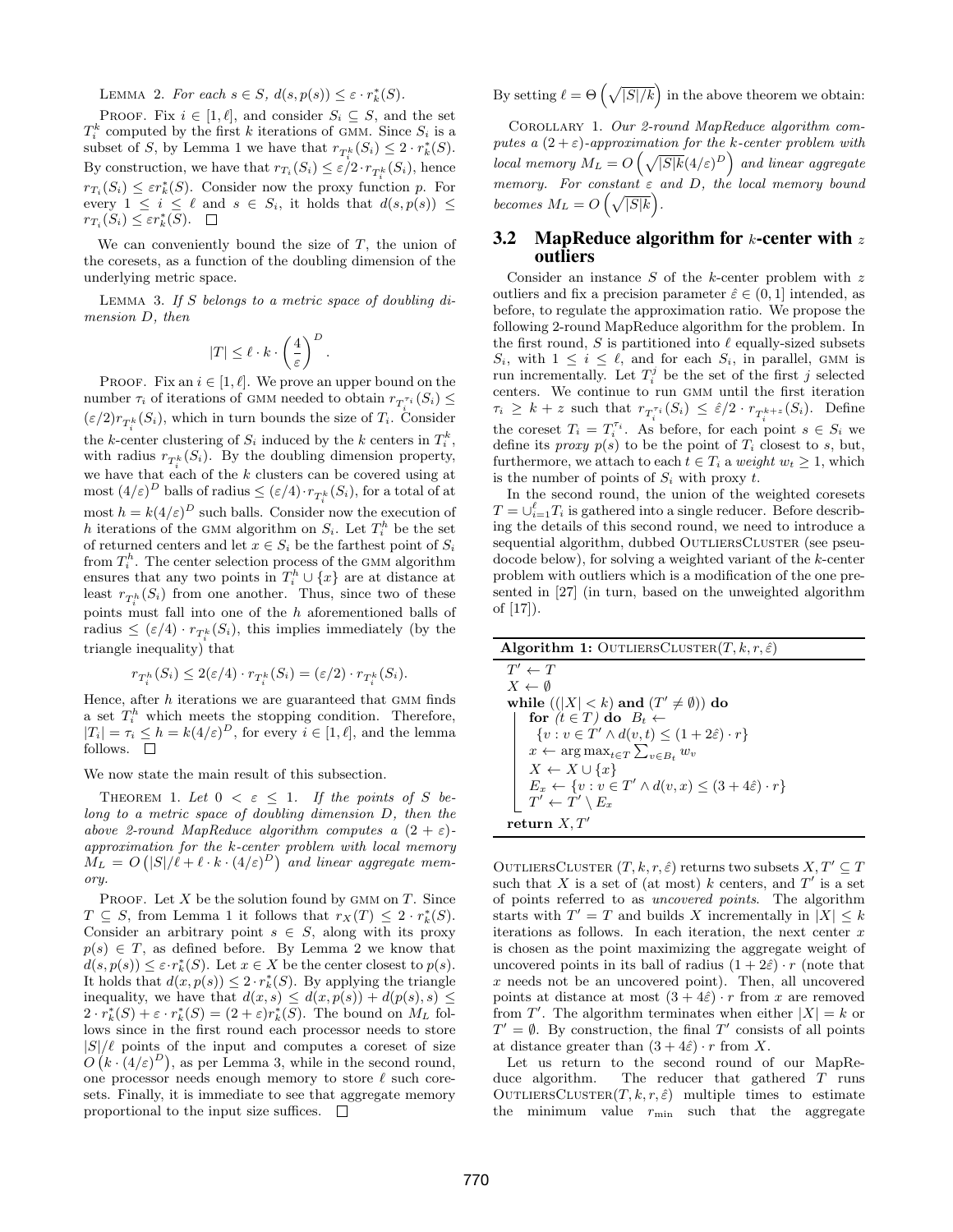LEMMA 2. *For each $s \in S$, $d(s, p(s)) \leq \varepsilon \cdot r_k^*(S)$.*

PROOF. Fix $i \in [1, \ell]$, and consider $S_i \subseteq S$, and the set $T_i^k$ computed by the first $k$ iterations of GMM. Since $S_i$ is a subset of $S$, by Lemma 1 we have that $r_{T_i^k}(S_i) \leq 2 \cdot r_k^*(S)$. By construction, we have that $r_{T_i}(S_i) \leq \varepsilon/2 \cdot r_{T_i^k}(S_i)$, hence $r_{T_i}(S_i) \leq \varepsilon r_k^*(S)$. Consider now the proxy function $p$. For every $1 \leq i \leq \ell$ and $s \in S_i$, it holds that $d(s, p(s)) \leq r_{T_i}(S_i) \leq \varepsilon r_k^*(S)$. $\square$

We can conveniently bound the size of $T$, the union of the coresets, as a function of the doubling dimension of the underlying metric space.

LEMMA 3. *If $S$ belongs to a metric space of doubling dimension $D$, then*

$$|T| \leq \ell \cdot k \cdot \left(\frac{4}{\varepsilon}\right)^D.$$

PROOF. Fix an $i \in [1, \ell]$. We prove an upper bound on the number $\tau_i$ of iterations of GMM needed to obtain $r_{T_i^{\tau_i}}(S_i) \leq (\varepsilon/2) r_{T_i^k}(S_i)$, which in turn bounds the size of $T_i$. Consider the $k$-center clustering of $S_i$ induced by the $k$ centers in $T_i^k$, with radius $r_{T_i^k}(S_i)$. By the doubling dimension property, we have that each of the $k$ clusters can be covered using at most $(4/\varepsilon)^D$ balls of radius $\leq (\varepsilon/4) \cdot r_{T_i^k}(S_i)$, for a total of at most $h = k(4/\varepsilon)^D$ such balls. Consider now the execution of $h$ iterations of the GMM algorithm on $S_i$. Let $T_i^h$ be the set of returned centers and let $x \in S_i$ be the farthest point of $S_i$ from $T_i^h$. The center selection process of the GMM algorithm ensures that any two points in $T_i^h \cup \{x\}$ are at distance at least $r_{T_i^h}(S_i)$ from one another. Thus, since two of these points must fall into one of the $h$ aforementioned balls of radius $\leq (\varepsilon/4) \cdot r_{T_i^k}(S_i)$, this implies immediately (by the triangle inequality) that

$$r_{T_i^h}(S_i) \leq 2(\varepsilon/4) \cdot r_{T_i^k}(S_i) = (\varepsilon/2) \cdot r_{T_i^k}(S_i).$$

Hence, after $h$ iterations we are guaranteed that GMM finds a set $T_i^h$ which meets the stopping condition. Therefore, $|T_i| = \tau_i \leq h = k(4/\varepsilon)^D$, for every $i \in [1, \ell]$, and the lemma follows. $\square$

We now state the main result of this subsection.

THEOREM 1. *Let $0 < \varepsilon \leq 1$. If the points of $S$ belong to a metric space of doubling dimension $D$, then the above 2-round MapReduce algorithm computes a $(2 + \varepsilon)$-approximation for the $k$-center problem with local memory $M_L = O\left(|S|/\ell + \ell \cdot k \cdot (4/\varepsilon)^D\right)$ and linear aggregate memory.*

PROOF. Let $X$ be the solution found by GMM on $T$. Since $T \subseteq S$, from Lemma 1 it follows that $r_X(T) \leq 2 \cdot r_k^*(S)$. Consider an arbitrary point $s \in S$, along with its proxy $p(s) \in T$, as defined before. By Lemma 2 we know that $d(s, p(s)) \leq \varepsilon \cdot r_k^*(S)$. Let $x \in X$ be the center closest to $p(s)$. It holds that $d(x, p(s)) \leq 2 \cdot r_k^*(S)$. By applying the triangle inequality, we have that $d(x, s) \leq d(x, p(s)) + d(p(s), s) \leq 2 \cdot r_k^*(S) + \varepsilon \cdot r_k^*(S) = (2 + \varepsilon) r_k^*(S)$. The bound on $M_L$ follows since in the first round each processor needs to store $|S|/\ell$ points of the input and computes a coreset of size $O\left(k \cdot (4/\varepsilon)^D\right)$, as per Lemma 3, while in the second round, one processor needs enough memory to store $\ell$ such coresets. Finally, it is immediate to see that aggregate memory proportional to the input size suffices. $\square$

By setting $\ell = \Theta\left(\sqrt{|S|/k}\right)$ in the above theorem we obtain:

COROLLARY 1. *Our 2-round MapReduce algorithm computes a $(2 + \varepsilon)$-approximation for the $k$-center problem with local memory $M_L = O\left(\sqrt{|S|k}(4/\varepsilon)^D\right)$ and linear aggregate memory. For constant $\varepsilon$ and $D$, the local memory bound becomes $M_L = O\left(\sqrt{|S|k}\right)$.*

## 3.2 MapReduce algorithm for $k$-center with $z$ outliers

Consider an instance $S$ of the $k$-center problem with $z$ outliers and fix a precision parameter $\hat{\varepsilon} \in (0, 1]$ intended, as before, to regulate the approximation ratio. We propose the following 2-round MapReduce algorithm for the problem. In the first round, $S$ is partitioned into $\ell$ equally-sized subsets $S_i$, with $1 \leq i \leq \ell$, and for each $S_i$, in parallel, GMM is run incrementally. Let $T_i^j$ be the set of the first $j$ selected centers. We continue to run GMM until the first iteration $\tau_i \geq k + z$ such that $r_{T_i^{\tau_i}}(S_i) \leq \hat{\varepsilon}/2 \cdot r_{T_i^{k+z}}(S_i)$. Define the coreset $T_i = T_i^{\tau_i}$. As before, for each point $s \in S_i$ we define its *proxy* $p(s)$ to be the point of $T_i$ closest to $s$, but, furthermore, we attach to each $t \in T_i$ a *weight* $w_t \geq 1$, which is the number of points of $S_i$ with proxy $t$.

In the second round, the union of the weighted coresets $T = \cup_{i=1}^{\ell} T_i$ is gathered into a single reducer. Before describing the details of this second round, we need to introduce a sequential algorithm, dubbed OUTLIERSCLUSTER (see pseudocode below), for solving a weighted variant of the $k$-center problem with outliers which is a modification of the one presented in [27] (in turn, based on the unweighted algorithm of [17]).

**Algorithm 1:** OUTLIERSCLUSTER$(T, k, r, \hat{\varepsilon})$

```
T' ← T
X ← ∅
while ((|X| < k) and (T' ≠ ∅)) do
    for (t ∈ T) do  B_t ← {v : v ∈ T' ∧ d(v,t) ≤ (1 + 2ε̂) · r}
    x ← arg max_{t∈T} Σ_{v∈B_t} w_v
    X ← X ∪ {x}
    E_x ← {v : v ∈ T' ∧ d(v,x) ≤ (3 + 4ε̂) · r}
    T' ← T' \ E_x
return X, T'
```

OUTLIERSCLUSTER $(T, k, r, \hat{\varepsilon})$ returns two subsets $X, T' \subseteq T$ such that $X$ is a set of (at most) $k$ centers, and $T'$ is a set of points referred to as *uncovered points*. The algorithm starts with $T' = T$ and builds $X$ incrementally in $|X| \leq k$ iterations as follows. In each iteration, the next center $x$ is chosen as the point maximizing the aggregate weight of uncovered points in its ball of radius $(1 + 2\hat{\varepsilon}) \cdot r$ (note that $x$ needs not be an uncovered point). Then, all uncovered points at distance at most $(3 + 4\hat{\varepsilon}) \cdot r$ from $x$ are removed from $T'$. The algorithm terminates when either $|X| = k$ or $T' = \emptyset$. By construction, the final $T'$ consists of all points at distance greater than $(3 + 4\hat{\varepsilon}) \cdot r$ from $X$.

Let us return to the second round of our MapReduce algorithm. The reducer that gathered $T$ runs OUTLIERSCLUSTER$(T, k, r, \hat{\varepsilon})$ multiple times to estimate the minimum value $r_{\min}$ such that the aggregate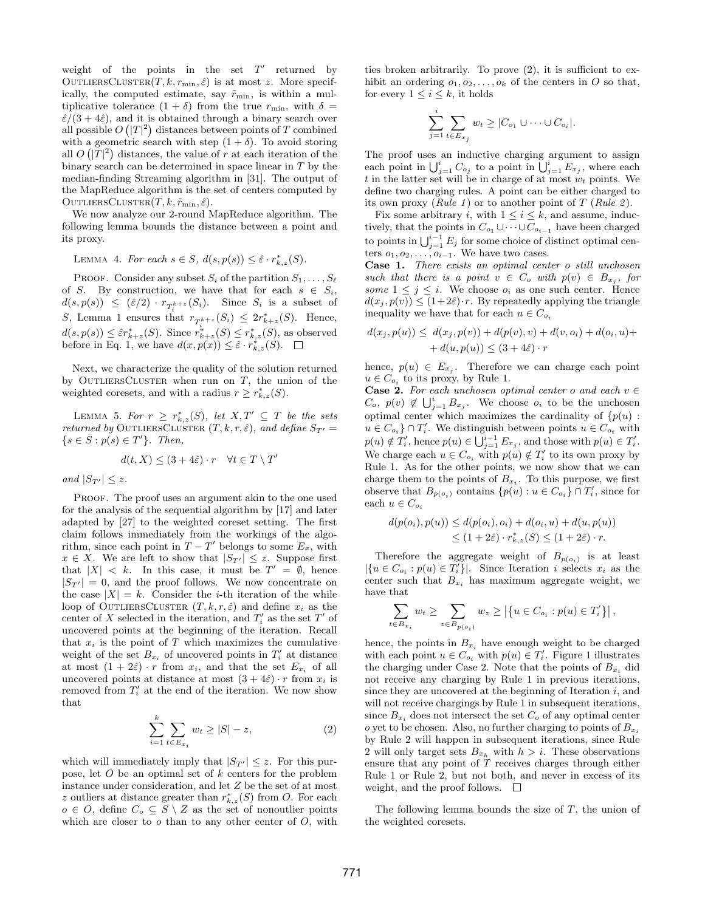weight of the points in the set $T'$ returned by OutliersCluster$(T, k, r_{\min}, \hat{\varepsilon})$ is at most $z$. More specifically, the computed estimate, say $\tilde{r}_{\min}$, is within a multiplicative tolerance $(1+\delta)$ from the true $r_{\min}$, with $\delta = \hat{\varepsilon}/(3+4\hat{\varepsilon})$, and it is obtained through a binary search over all possible $O(|T|^2)$ distances between points of $T$ combined with a geometric search with step $(1+\delta)$. To avoid storing all $O(|T|^2)$ distances, the value of $r$ at each iteration of the binary search can be determined in space linear in $T$ by the median-finding Streaming algorithm in [31]. The output of the MapReduce algorithm is the set of centers computed by OutliersCluster$(T, k, \tilde{r}_{\min}, \hat{\varepsilon})$.

We now analyze our 2-round MapReduce algorithm. The following lemma bounds the distance between a point and its proxy.

Lemma 4. *For each $s \in S$, $d(s, p(s)) \le \hat{\varepsilon} \cdot r^*_{k,z}(S)$.*

Proof. Consider any subset $S_i$ of the partition $S_1, \ldots, S_\ell$ of $S$. By construction, we have that for each $s \in S_i$, $d(s, p(s)) \le (\hat{\varepsilon}/2) \cdot r_{T_i^{k+z}}(S_i)$. Since $S_i$ is a subset of $S$, Lemma 1 ensures that $r_{T_i^{k+z}}(S_i) \le 2r^*_{k+z}(S)$. Hence, $d(s, p(s)) \le \hat{\varepsilon} r^*_{k+z}(S)$. Since $r^*_{k+z}(S) \le r^*_{k,z}(S)$, as observed before in Eq. 1, we have $d(x, p(x)) \le \hat{\varepsilon} \cdot r^*_{k,z}(S)$. □

Next, we characterize the quality of the solution returned by OutliersCluster when run on $T$, the union of the weighted coresets, and with a radius $r \ge r^*_{k,z}(S)$.

Lemma 5. *For $r \ge r^*_{k,z}(S)$, let $X, T' \subseteq T$ be the sets returned by* OutliersCluster $(T, k, r, \hat{\varepsilon})$, *and define $S_{T'} = \{s \in S : p(s) \in T'\}$. Then,*

$$d(t, X) \le (3 + 4\hat{\varepsilon}) \cdot r \quad \forall t \in T \setminus T'$$

*and $|S_{T'}| \le z$.*

Proof. The proof uses an argument akin to the one used for the analysis of the sequential algorithm by [17] and later adapted by [27] to the weighted coreset setting. The first claim follows immediately from the workings of the algorithm, since each point in $T - T'$ belongs to some $E_x$, with $x \in X$. We are left to show that $|S_{T'}| \le z$. Suppose first that $|X| < k$. In this case, it must be $T' = \emptyset$, hence $|S_{T'}| = 0$, and the proof follows. We now concentrate on the case $|X| = k$. Consider the $i$-th iteration of the while loop of OutliersCluster $(T, k, r, \hat{\varepsilon})$ and define $x_i$ as the center of $X$ selected in the iteration, and $T'_i$ as the set $T'$ of uncovered points at the beginning of the iteration. Recall that $x_i$ is the point of $T$ which maximizes the cumulative weight of the set $B_{x_i}$ of uncovered points in $T'_i$ at distance at most $(1+2\hat{\varepsilon}) \cdot r$ from $x_i$, and that the set $E_{x_i}$ of all uncovered points at distance at most $(3+4\hat{\varepsilon}) \cdot r$ from $x_i$ is removed from $T'_i$ at the end of the iteration. We now show that

$$\sum_{i=1}^{k} \sum_{t \in E_{x_i}} w_t \ge |S| - z, \tag{2}$$

which will immediately imply that $|S_{T'}| \le z$. For this purpose, let $O$ be an optimal set of $k$ centers for the problem instance under consideration, and let $Z$ be the set of at most $z$ outliers at distance greater than $r^*_{k,z}(S)$ from $O$. For each $o \in O$, define $C_o \subseteq S \setminus Z$ as the set of nonoutlier points which are closer to $o$ than to any other center of $O$, with ties broken arbitrarily. To prove (2), it is sufficient to exhibit an ordering $o_1, o_2, \ldots, o_k$ of the centers in $O$ so that, for every $1 \le i \le k$, it holds

$$\sum_{j=1}^{i} \sum_{t \in E_{x_j}} w_t \ge |C_{o_1} \cup \cdots \cup C_{o_i}|.$$

The proof uses an inductive charging argument to assign each point in $\bigcup_{j=1}^{i} C_{o_j}$ to a point in $\bigcup_{j=1}^{i} E_{x_j}$, where each $t$ in the latter set will be in charge of at most $w_t$ points. We define two charging rules. A point can be either charged to its own proxy (*Rule 1*) or to another point of $T$ (*Rule 2*).

Fix some arbitrary $i$, with $1 \le i \le k$, and assume, inductively, that the points in $C_{o_1} \cup \cdots \cup C_{o_{i-1}}$ have been charged to points in $\bigcup_{j=1}^{i-1} E_j$ for some choice of distinct optimal centers $o_1, o_2, \ldots, o_{i-1}$. We have two cases.

**Case 1.** *There exists an optimal center $o$ still unchosen such that there is a point $v \in C_o$ with $p(v) \in B_{x_j}$, for some $1 \le j \le i$.* We choose $o_i$ as one such center. Hence $d(x_j, p(v)) \le (1+2\hat{\varepsilon}) \cdot r$. By repeatedly applying the triangle inequality we have that for each $u \in C_{o_i}$

$$d(x_j, p(u)) \le d(x_j, p(v)) + d(p(v), v) + d(v, o_i) + d(o_i, u) + d(u, p(u)) \le (3 + 4\hat{\varepsilon}) \cdot r$$

hence, $p(u) \in E_{x_j}$. Therefore we can charge each point $u \in C_{o_i}$ to its proxy, by Rule 1.

**Case 2.** *For each unchosen optimal center $o$ and each $v \in C_o$, $p(v) \notin \bigcup_{j=1}^{i} B_{x_j}$.* We choose $o_i$ to be the unchosen optimal center which maximizes the cardinality of $\{p(u) : u \in C_{o_i}\} \cap T'_i$. We distinguish between points $u \in C_{o_i}$ with $p(u) \notin T'_i$, hence $p(u) \in \bigcup_{j=1}^{i-1} E_{x_j}$, and those with $p(u) \in T'_i$. We charge each $u \in C_{o_i}$ with $p(u) \notin T'_i$ to its own proxy by Rule 1. As for the other points, we now show that we can charge them to the points of $B_{x_i}$. To this purpose, we first observe that $B_{p(o_i)}$ contains $\{p(u) : u \in C_{o_i}\} \cap T'_i$, since for each $u \in C_{o_i}$

$$d(p(o_i), p(u)) \le d(p(o_i), o_i) + d(o_i, u) + d(u, p(u)) \le (1 + 2\hat{\varepsilon}) \cdot r^*_{k,z}(S) \le (1 + 2\hat{\varepsilon}) \cdot r.$$

Therefore the aggregate weight of $B_{p(o_i)}$ is at least $|\{u \in C_{o_i} : p(u) \in T'_i\}|$. Since Iteration $i$ selects $x_i$ as the center such that $B_{x_i}$ has maximum aggregate weight, we have that

$$\sum_{t \in B_{x_i}} w_t \ge \sum_{z \in B_{p(o_i)}} w_z \ge |\{u \in C_{o_i} : p(u) \in T'_i\}|,$$

hence, the points in $B_{x_i}$ have enough weight to be charged with each point $u \in C_{o_i}$ with $p(u) \in T'_i$. Figure 1 illustrates the charging under Case 2. Note that the points of $B_{x_i}$ did not receive any charging by Rule 1 in previous iterations, since they are uncovered at the beginning of Iteration $i$, and will not receive chargings by Rule 1 in subsequent iterations, since $B_{x_i}$ does not intersect the set $C_o$ of any optimal center $o$ yet to be chosen. Also, no further charging to points of $B_{x_i}$ by Rule 2 will happen in subsequent iterations, since Rule 2 will only target sets $B_{x_h}$ with $h > i$. These observations ensure that any point of $T$ receives charges through either Rule 1 or Rule 2, but not both, and never in excess of its weight, and the proof follows. □

The following lemma bounds the size of $T$, the union of the weighted coresets.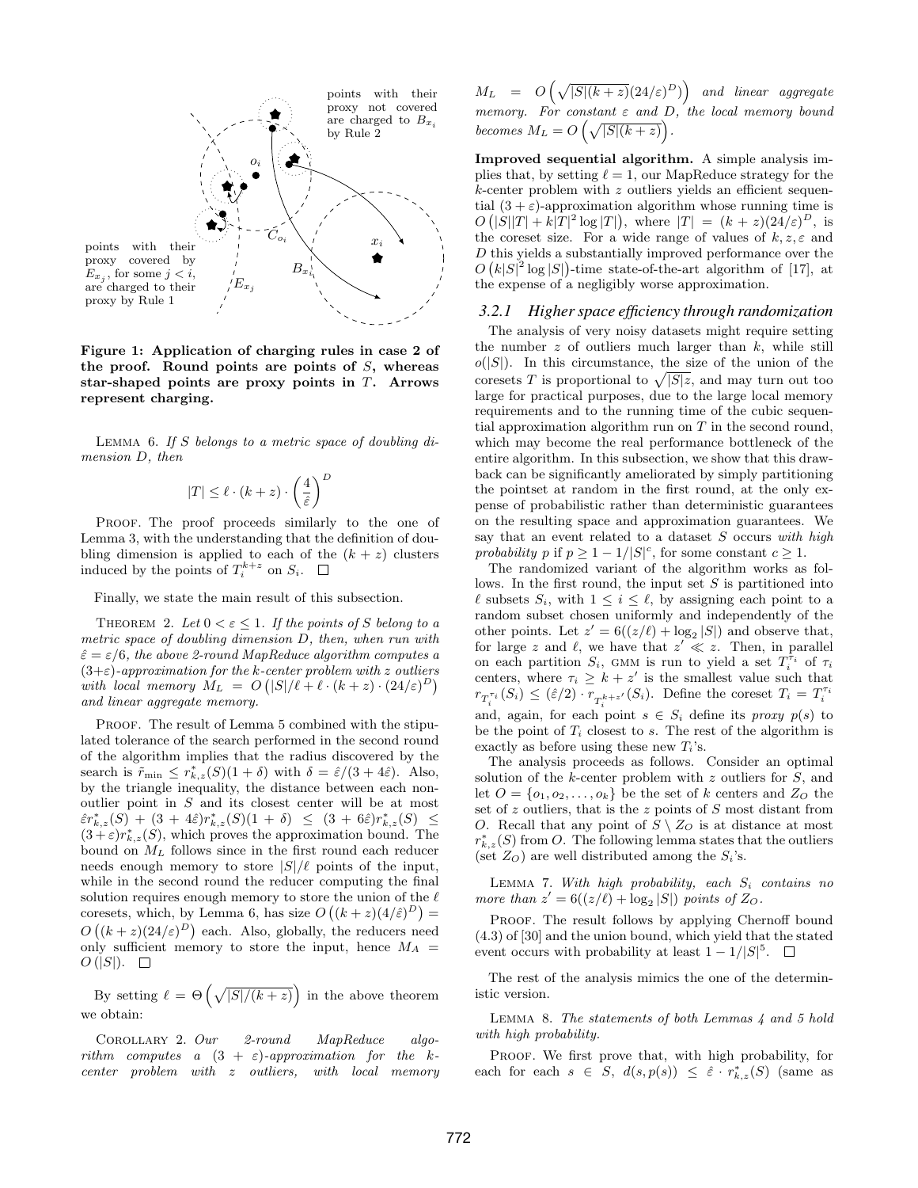Figure 1: Application of charging rules in case 2 of the proof. Round points are points of $S$, whereas star-shaped points are proxy points in $T$. Arrows represent charging.

LEMMA 6. *If $S$ belongs to a metric space of doubling dimension $D$, then*

$$|T| \leq \ell \cdot (k+z) \cdot \left(\frac{4}{\hat{\varepsilon}}\right)^D$$

PROOF. The proof proceeds similarly to the one of Lemma 3, with the understanding that the definition of doubling dimension is applied to each of the $(k+z)$ clusters induced by the points of $T_i^{k+z}$ on $S_i$. □

Finally, we state the main result of this subsection.

THEOREM 2. *Let $0 < \varepsilon \leq 1$. If the points of $S$ belong to a metric space of doubling dimension $D$, then, when run with $\hat{\varepsilon} = \varepsilon/6$, the above 2-round MapReduce algorithm computes a $(3+\varepsilon)$-approximation for the $k$-center problem with $z$ outliers with local memory $M_L = O\left(|S|/\ell + \ell \cdot (k+z) \cdot (24/\varepsilon)^D\right)$ and linear aggregate memory.*

PROOF. The result of Lemma 5 combined with the stipulated tolerance of the search performed in the second round of the algorithm implies that the radius discovered by the search is $\tilde{r}_{\min} \leq r^*_{k,z}(S)(1+\delta)$ with $\delta = \hat{\varepsilon}/(3+4\hat{\varepsilon})$. Also, by the triangle inequality, the distance between each non-outlier point in $S$ and its closest center will be at most $\hat{\varepsilon} r^*_{k,z}(S) + (3+4\hat{\varepsilon}) r^*_{k,z}(S)(1+\delta) \leq (3+6\hat{\varepsilon}) r^*_{k,z}(S) \leq (3+\varepsilon) r^*_{k,z}(S)$, which proves the approximation bound. The bound on $M_L$ follows since in the first round each reducer needs enough memory to store $|S|/\ell$ points of the input, while in the second round the reducer computing the final solution requires enough memory to store the union of the $\ell$ coresets, which, by Lemma 6, has size $O\left((k+z)(4/\hat{\varepsilon})^D\right) = O\left((k+z)(24/\varepsilon)^D\right)$ each. Also, globally, the reducers need only sufficient memory to store the input, hence $M_A = O(|S|)$. □

By setting $\ell = \Theta\left(\sqrt{|S|/(k+z)}\right)$ in the above theorem we obtain:

COROLLARY 2. *Our 2-round MapReduce algorithm computes a $(3+\varepsilon)$-approximation for the $k$-center problem with $z$ outliers, with local memory $M_L = O\left(\sqrt{|S|(k+z)}(24/\varepsilon)^D\right)$ and linear aggregate memory. For constant $\varepsilon$ and $D$, the local memory bound becomes $M_L = O\left(\sqrt{|S|(k+z)}\right)$.*

**Improved sequential algorithm.** A simple analysis implies that, by setting $\ell = 1$, our MapReduce strategy for the $k$-center problem with $z$ outliers yields an efficient sequential $(3+\varepsilon)$-approximation algorithm whose running time is $O\left(|S||T| + k|T|^2 \log |T|\right)$, where $|T| = (k+z)(24/\varepsilon)^D$, is the coreset size. For a wide range of values of $k, z, \varepsilon$ and $D$ this yields a substantially improved performance over the $O\left(k|S|^2 \log |S|\right)$-time state-of-the-art algorithm of [17], at the expense of a negligibly worse approximation.

### 3.2.1 Higher space efficiency through randomization

The analysis of very noisy datasets might require setting the number $z$ of outliers much larger than $k$, while still $o(|S|)$. In this circumstance, the size of the union of the coresets $T$ is proportional to $\sqrt{|S|z}$, and may turn out too large for practical purposes, due to the large local memory requirements and to the running time of the cubic sequential approximation algorithm run on $T$ in the second round, which may become the real performance bottleneck of the entire algorithm. In this subsection, we show that this drawback can be significantly ameliorated by simply partitioning the pointset at random in the first round, at the only expense of probabilistic rather than deterministic guarantees on the resulting space and approximation guarantees. We say that an event related to a dataset $S$ occurs *with high probability* $p$ if $p \geq 1 - 1/|S|^c$, for some constant $c \geq 1$.

The randomized variant of the algorithm works as follows. In the first round, the input set $S$ is partitioned into $\ell$ subsets $S_i$, with $1 \leq i \leq \ell$, by assigning each point to a random subset chosen uniformly and independently of the other points. Let $z' = 6((z/\ell) + \log_2 |S|)$ and observe that, for large $z$ and $\ell$, we have that $z' \ll z$. Then, in parallel on each partition $S_i$, GMM is run to yield a set $T_i^{\tau_i}$ of $\tau_i$ centers, where $\tau_i \geq k + z'$ is the smallest value such that $r_{T_i^{\tau_i}}(S_i) \leq (\hat{\varepsilon}/2) \cdot r_{T_i^{k+z'}}(S_i)$. Define the coreset $T_i = T_i^{\tau_i}$ and, again, for each point $s \in S_i$ define its *proxy* $p(s)$ to be the point of $T_i$ closest to $s$. The rest of the algorithm is exactly as before using these new $T_i$'s.

The analysis proceeds as follows. Consider an optimal solution of the $k$-center problem with $z$ outliers for $S$, and let $O = \{o_1, o_2, \ldots, o_k\}$ be the set of $k$ centers and $Z_O$ the set of $z$ outliers, that is the $z$ points of $S$ most distant from $O$. Recall that any point of $S \setminus Z_O$ is at distance at most $r^*_{k,z}(S)$ from $O$. The following lemma states that the outliers (set $Z_O$) are well distributed among the $S_i$'s.

LEMMA 7. *With high probability, each $S_i$ contains no more than $z' = 6((z/\ell) + \log_2 |S|)$ points of $Z_O$.*

PROOF. The result follows by applying Chernoff bound (4.3) of [30] and the union bound, which yield that the stated event occurs with probability at least $1 - 1/|S|^5$. □

The rest of the analysis mimics the one of the deterministic version.

LEMMA 8. *The statements of both Lemmas 4 and 5 hold with high probability.*

PROOF. We first prove that, with high probability, for each for each $s \in S$, $d(s, p(s)) \leq \hat{\varepsilon} \cdot r^*_{k,z}(S)$ (same as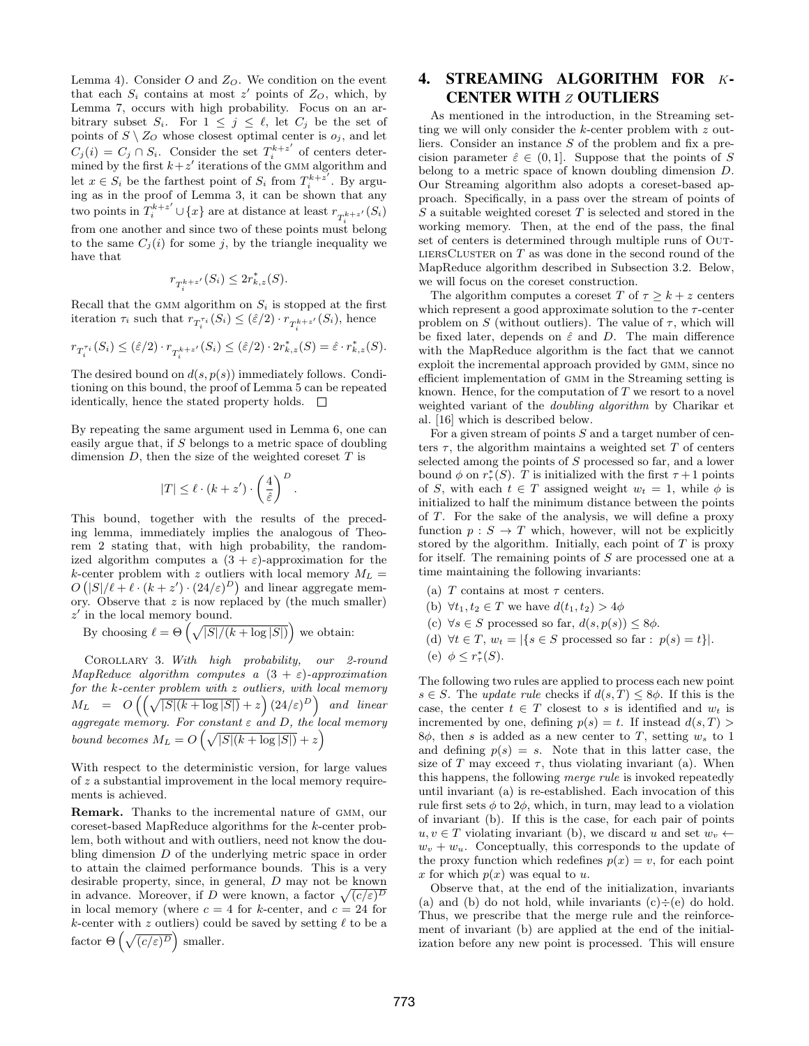Lemma 4). Consider $O$ and $Z_O$. We condition on the event that each $S_i$ contains at most $z'$ points of $Z_O$, which, by Lemma 7, occurs with high probability. Focus on an arbitrary subset $S_i$. For $1 \leq j \leq \ell$, let $C_j$ be the set of points of $S \setminus Z_O$ whose closest optimal center is $o_j$, and let $C_j(i) = C_j \cap S_i$. Consider the set $T_i^{k+z'}$ of centers determined by the first $k+z'$ iterations of the GMM algorithm and let $x \in S_i$ be the farthest point of $S_i$ from $T_i^{k+z'}$. By arguing as in the proof of Lemma 3, it can be shown that any two points in $T_i^{k+z'} \cup \{x\}$ are at distance at least $r_{T_i^{k+z'}}(S_i)$ from one another and since two of these points must belong to the same $C_j(i)$ for some $j$, by the triangle inequality we have that

$$r_{T_i^{k+z'}}(S_i) \leq 2r^*_{k,z}(S).$$

Recall that the GMM algorithm on $S_i$ is stopped at the first iteration $\tau_i$ such that $r_{T_i^{\tau_i}}(S_i) \leq (\hat{\varepsilon}/2) \cdot r_{T_i^{k+z'}}(S_i)$, hence

$$r_{T_i^{\tau_i}}(S_i) \leq (\hat{\varepsilon}/2) \cdot r_{T_i^{k+z'}}(S_i) \leq (\hat{\varepsilon}/2) \cdot 2r^*_{k,z}(S) = \hat{\varepsilon} \cdot r^*_{k,z}(S).$$

The desired bound on $d(s, p(s))$ immediately follows. Conditioning on this bound, the proof of Lemma 5 can be repeated identically, hence the stated property holds. □

By repeating the same argument used in Lemma 6, one can easily argue that, if $S$ belongs to a metric space of doubling dimension $D$, then the size of the weighted coreset $T$ is

$$|T| \leq \ell \cdot (k+z') \cdot \left(\frac{4}{\hat{\varepsilon}}\right)^D.$$

This bound, together with the results of the preceding lemma, immediately implies the analogous of Theorem 2 stating that, with high probability, the randomized algorithm computes a $(3+\varepsilon)$-approximation for the $k$-center problem with $z$ outliers with local memory $M_L = O\left(|S|/\ell + \ell \cdot (k+z') \cdot (24/\varepsilon)^D\right)$ and linear aggregate memory. Observe that $z$ is now replaced by (the much smaller) $z'$ in the local memory bound.

By choosing $\ell = \Theta\left(\sqrt{|S|/(k + \log |S|)}\right)$ we obtain:

Corollary 3. *With high probability, our 2-round MapReduce algorithm computes a $(3+\varepsilon)$-approximation for the $k$-center problem with $z$ outliers, with local memory $M_L = O\left(\left(\sqrt{|S|(k+\log|S|)} + z\right)(24/\varepsilon)^D\right)$ and linear aggregate memory. For constant $\varepsilon$ and $D$, the local memory bound becomes $M_L = O\left(\sqrt{|S|(k+\log|S|)} + z\right)$*

With respect to the deterministic version, for large values of $z$ a substantial improvement in the local memory requirements is achieved.

**Remark.** Thanks to the incremental nature of GMM, our coreset-based MapReduce algorithms for the $k$-center problem, both without and with outliers, need not know the doubling dimension $D$ of the underlying metric space in order to attain the claimed performance bounds. This is a very desirable property, since, in general, $D$ may not be known in advance. Moreover, if $D$ were known, a factor $\sqrt{(c/\varepsilon)^D}$ in local memory (where $c = 4$ for $k$-center, and $c = 24$ for $k$-center with $z$ outliers) could be saved by setting $\ell$ to be a factor $\Theta\left(\sqrt{(c/\varepsilon)^D}\right)$ smaller.

# 4. STREAMING ALGORITHM FOR $K$-CENTER WITH $Z$ OUTLIERS

As mentioned in the introduction, in the Streaming setting we will only consider the $k$-center problem with $z$ outliers. Consider an instance $S$ of the problem and fix a precision parameter $\hat{\varepsilon} \in (0,1]$. Suppose that the points of $S$ belong to a metric space of known doubling dimension $D$. Our Streaming algorithm also adopts a coreset-based approach. Specifically, in a pass over the stream of points of $S$ a suitable weighted coreset $T$ is selected and stored in the working memory. Then, at the end of the pass, the final set of centers is determined through multiple runs of OUTLIERSCLUSTER on $T$ as was done in the second round of the MapReduce algorithm described in Subsection 3.2. Below, we will focus on the coreset construction.

The algorithm computes a coreset $T$ of $\tau \geq k+z$ centers which represent a good approximate solution to the $\tau$-center problem on $S$ (without outliers). The value of $\tau$, which will be fixed later, depends on $\hat{\varepsilon}$ and $D$. The main difference with the MapReduce algorithm is the fact that we cannot exploit the incremental approach provided by GMM, since no efficient implementation of GMM in the Streaming setting is known. Hence, for the computation of $T$ we resort to a novel weighted variant of the *doubling algorithm* by Charikar et al. [16] which is described below.

For a given stream of points $S$ and a target number of centers $\tau$, the algorithm maintains a weighted set $T$ of centers selected among the points of $S$ processed so far, and a lower bound $\phi$ on $r^*_\tau(S)$. $T$ is initialized with the first $\tau+1$ points of $S$, with each $t \in T$ assigned weight $w_t = 1$, while $\phi$ is initialized to half the minimum distance between the points of $T$. For the sake of the analysis, we will define a proxy function $p: S \to T$ which, however, will not be explicitly stored by the algorithm. Initially, each point of $T$ is proxy for itself. The remaining points of $S$ are processed one at a time maintaining the following invariants:

(a) $T$ contains at most $\tau$ centers.
(b) $\forall t_1, t_2 \in T$ we have $d(t_1, t_2) > 4\phi$
(c) $\forall s \in S$ processed so far, $d(s, p(s)) \leq 8\phi$.
(d) $\forall t \in T$, $w_t = |\{s \in S \text{ processed so far} : p(s) = t\}|$.
(e) $\phi \leq r^*_\tau(S)$.

The following two rules are applied to process each new point $s \in S$. The *update rule* checks if $d(s,T) \leq 8\phi$. If this is the case, the center $t \in T$ closest to $s$ is identified and $w_t$ is incremented by one, defining $p(s) = t$. If instead $d(s,T) > 8\phi$, then $s$ is added as a new center to $T$, setting $w_s$ to 1 and defining $p(s) = s$. Note that in this latter case, the size of $T$ may exceed $\tau$, thus violating invariant (a). When this happens, the following *merge rule* is invoked repeatedly until invariant (a) is re-established. Each invocation of this rule first sets $\phi$ to $2\phi$, which, in turn, may lead to a violation of invariant (b). If this is the case, for each pair of points $u, v \in T$ violating invariant (b), we discard $u$ and set $w_v \leftarrow w_v + w_u$. Conceptually, this corresponds to the update of the proxy function which redefines $p(x) = v$, for each point $x$ for which $p(x)$ was equal to $u$.

Observe that, at the end of the initialization, invariants (a) and (b) do not hold, while invariants (c)÷(e) do hold. Thus, we prescribe that the merge rule and the reinforcement of invariant (b) are applied at the end of the initialization before any new point is processed. This will ensure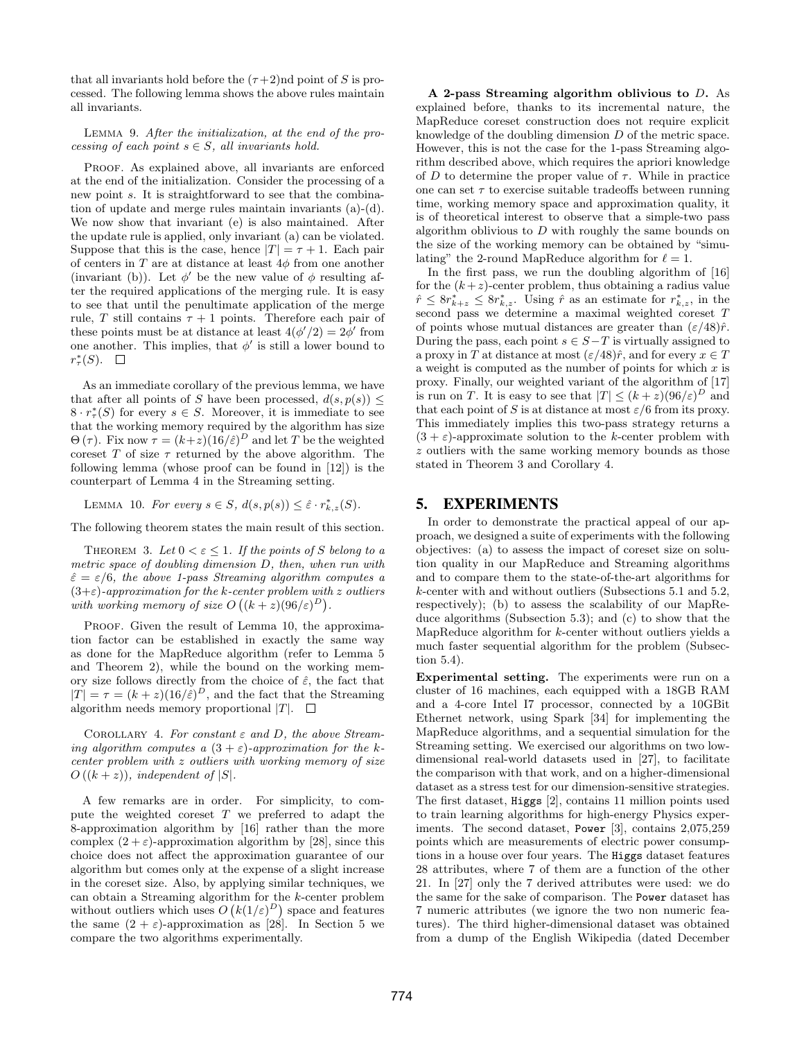that all invariants hold before the $(\tau+2)$nd point of $S$ is processed. The following lemma shows the above rules maintain all invariants.

LEMMA 9. *After the initialization, at the end of the processing of each point $s \in S$, all invariants hold.*

PROOF. As explained above, all invariants are enforced at the end of the initialization. Consider the processing of a new point $s$. It is straightforward to see that the combination of update and merge rules maintain invariants (a)-(d). We now show that invariant (e) is also maintained. After the update rule is applied, only invariant (a) can be violated. Suppose that this is the case, hence $|T| = \tau + 1$. Each pair of centers in $T$ are at distance at least $4\phi$ from one another (invariant (b)). Let $\phi'$ be the new value of $\phi$ resulting after the required applications of the merging rule. It is easy to see that until the penultimate application of the merge rule, $T$ still contains $\tau + 1$ points. Therefore each pair of these points must be at distance at least $4(\phi'/2) = 2\phi'$ from one another. This implies, that $\phi'$ is still a lower bound to $r^*_\tau(S)$. $\square$

As an immediate corollary of the previous lemma, we have that after all points of $S$ have been processed, $d(s, p(s)) \leq 8 \cdot r^*_\tau(S)$ for every $s \in S$. Moreover, it is immediate to see that the working memory required by the algorithm has size $\Theta(\tau)$. Fix now $\tau = (k+z)(16/\hat{\varepsilon})^D$ and let $T$ be the weighted coreset $T$ of size $\tau$ returned by the above algorithm. The following lemma (whose proof can be found in [12]) is the counterpart of Lemma 4 in the Streaming setting.

LEMMA 10. *For every $s \in S$, $d(s, p(s)) \leq \hat{\varepsilon} \cdot r^*_{k,z}(S)$.*

The following theorem states the main result of this section.

THEOREM 3. *Let $0 < \varepsilon \leq 1$. If the points of $S$ belong to a metric space of doubling dimension $D$, then, when run with $\hat{\varepsilon} = \varepsilon/6$, the above 1-pass Streaming algorithm computes a $(3+\varepsilon)$-approximation for the $k$-center problem with $z$ outliers with working memory of size $O\left((k+z)(96/\varepsilon)^D\right)$.*

PROOF. Given the result of Lemma 10, the approximation factor can be established in exactly the same way as done for the MapReduce algorithm (refer to Lemma 5 and Theorem 2), while the bound on the working memory size follows directly from the choice of $\hat{\varepsilon}$, the fact that $|T| = \tau = (k+z)(16/\hat{\varepsilon})^D$, and the fact that the Streaming algorithm needs memory proportional $|T|$. $\square$

COROLLARY 4. *For constant $\varepsilon$ and $D$, the above Streaming algorithm computes a $(3+\varepsilon)$-approximation for the $k$-center problem with $z$ outliers with working memory of size $O((k+z))$, independent of $|S|$.*

A few remarks are in order. For simplicity, to compute the weighted coreset $T$ we preferred to adapt the 8-approximation algorithm by [16] rather than the more complex $(2+\varepsilon)$-approximation algorithm by [28], since this choice does not affect the approximation guarantee of our algorithm but comes only at the expense of a slight increase in the coreset size. Also, by applying similar techniques, we can obtain a Streaming algorithm for the $k$-center problem without outliers which uses $O\left(k(1/\varepsilon)^D\right)$ space and features the same $(2+\varepsilon)$-approximation as [28]. In Section 5 we compare the two algorithms experimentally.

**A 2-pass Streaming algorithm oblivious to $D$.** As explained before, thanks to its incremental nature, the MapReduce coreset construction does not require explicit knowledge of the doubling dimension $D$ of the metric space. However, this is not the case for the 1-pass Streaming algorithm described above, which requires the apriori knowledge of $D$ to determine the proper value of $\tau$. While in practice one can set $\tau$ to exercise suitable tradeoffs between running time, working memory space and approximation quality, it is of theoretical interest to observe that a simple-two pass algorithm oblivious to $D$ with roughly the same bounds on the size of the working memory can be obtained by "simulating" the 2-round MapReduce algorithm for $\ell = 1$.

In the first pass, we run the doubling algorithm of [16] for the $(k+z)$-center problem, thus obtaining a radius value $\hat{r} \leq 8r^*_{k+z} \leq 8r^*_{k,z}$. Using $\hat{r}$ as an estimate for $r^*_{k,z}$, in the second pass we determine a maximal weighted coreset $T$ of points whose mutual distances are greater than $(\varepsilon/48)\hat{r}$. During the pass, each point $s \in S - T$ is virtually assigned to a proxy in $T$ at distance at most $(\varepsilon/48)\hat{r}$, and for every $x \in T$ a weight is computed as the number of points for which $x$ is proxy. Finally, our weighted variant of the algorithm of [17] is run on $T$. It is easy to see that $|T| \leq (k+z)(96/\varepsilon)^D$ and that each point of $S$ is at distance at most $\varepsilon/6$ from its proxy. This immediately implies this two-pass strategy returns a $(3+\varepsilon)$-approximate solution to the $k$-center problem with $z$ outliers with the same working memory bounds as those stated in Theorem 3 and Corollary 4.

## 5. EXPERIMENTS

In order to demonstrate the practical appeal of our approach, we designed a suite of experiments with the following objectives: (a) to assess the impact of coreset size on solution quality in our MapReduce and Streaming algorithms and to compare them to the state-of-the-art algorithms for $k$-center with and without outliers (Subsections 5.1 and 5.2, respectively); (b) to assess the scalability of our MapReduce algorithms (Subsection 5.3); and (c) to show that the MapReduce algorithm for $k$-center without outliers yields a much faster sequential algorithm for the problem (Subsection 5.4).

**Experimental setting.** The experiments were run on a cluster of 16 machines, each equipped with a 18GB RAM and a 4-core Intel I7 processor, connected by a 10GBit Ethernet network, using Spark [34] for implementing the MapReduce algorithms, and a sequential simulation for the Streaming setting. We exercised our algorithms on two low-dimensional real-world datasets used in [27], to facilitate the comparison with that work, and on a higher-dimensional dataset as a stress test for our dimension-sensitive strategies. The first dataset, Higgs [2], contains 11 million points used to train learning algorithms for high-energy Physics experiments. The second dataset, Power [3], contains 2,075,259 points which are measurements of electric power consumptions in a house over four years. The Higgs dataset features 28 attributes, where 7 of them are a function of the other 21. In [27] only the 7 derived attributes were used: we do the same for the sake of comparison. The Power dataset has 7 numeric attributes (we ignore the two non numeric features). The third higher-dimensional dataset was obtained from a dump of the English Wikipedia (dated December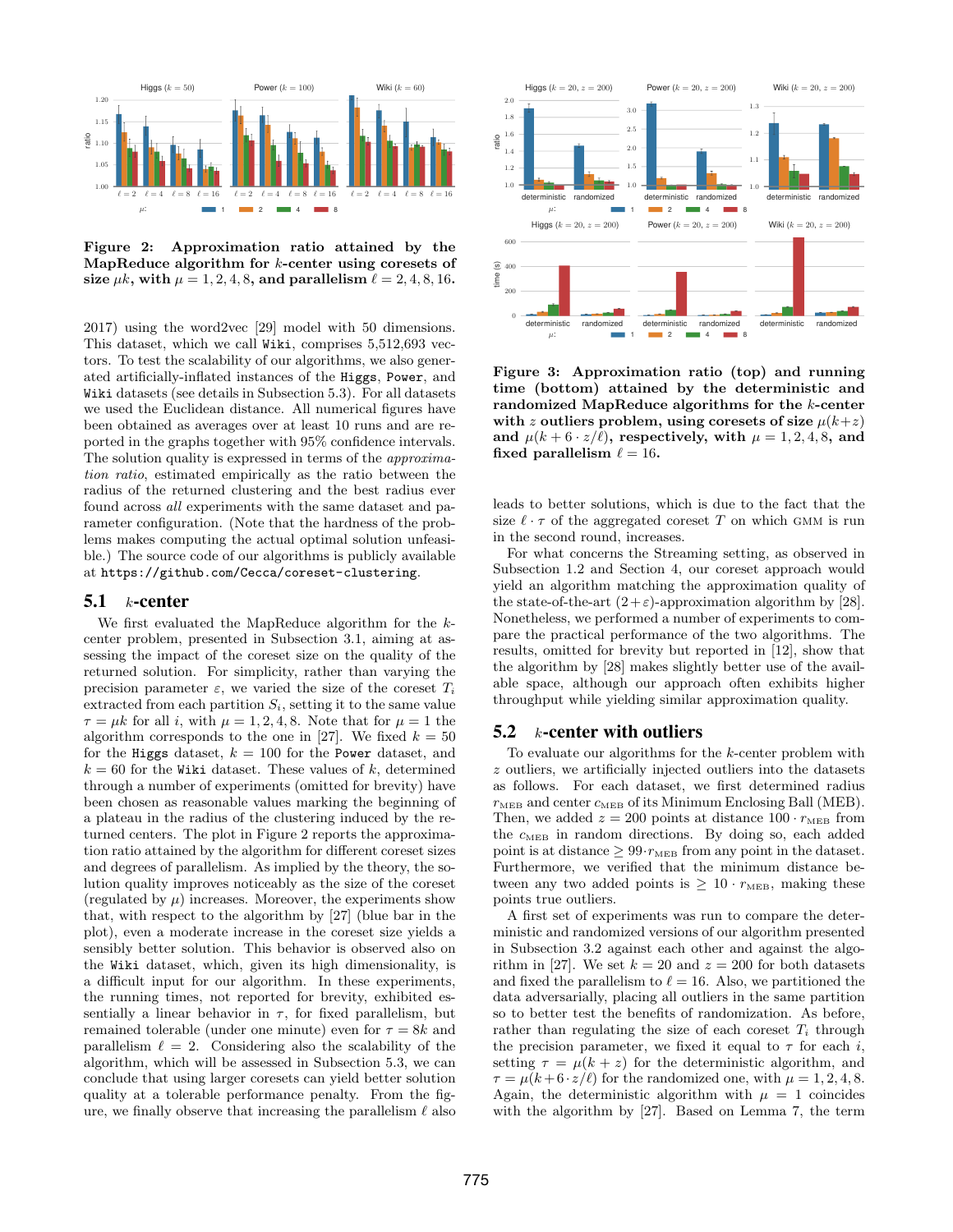**Figure 2: Approximation ratio attained by the MapReduce algorithm for $k$-center using coresets of size $\mu k$, with $\mu = 1, 2, 4, 8$, and parallelism $\ell = 2, 4, 8, 16$.**

2017) using the word2vec [29] model with 50 dimensions. This dataset, which we call `Wiki`, comprises 5,512,693 vectors. To test the scalability of our algorithms, we also generated artificially-inflated instances of the `Higgs`, `Power`, and `Wiki` datasets (see details in Subsection 5.3). For all datasets we used the Euclidean distance. All numerical figures have been obtained as averages over at least 10 runs and are reported in the graphs together with 95% confidence intervals. The solution quality is expressed in terms of the *approximation ratio*, estimated empirically as the ratio between the radius of the returned clustering and the best radius ever found across *all* experiments with the same dataset and parameter configuration. (Note that the hardness of the problems makes computing the actual optimal solution unfeasible.) The source code of our algorithms is publicly available at `https://github.com/Cecca/coreset-clustering`.

## 5.1 $k$-center

We first evaluated the MapReduce algorithm for the $k$-center problem, presented in Subsection 3.1, aiming at assessing the impact of the coreset size on the quality of the returned solution. For simplicity, rather than varying the precision parameter $\varepsilon$, we varied the size of the coreset $T_i$ extracted from each partition $S_i$, setting it to the same value $\tau = \mu k$ for all $i$, with $\mu = 1, 2, 4, 8$. Note that for $\mu = 1$ the algorithm corresponds to the one in [27]. We fixed $k = 50$ for the `Higgs` dataset, $k = 100$ for the `Power` dataset, and $k = 60$ for the `Wiki` dataset. These values of $k$, determined through a number of experiments (omitted for brevity) have been chosen as reasonable values marking the beginning of a plateau in the radius of the clustering induced by the returned centers. The plot in Figure 2 reports the approximation ratio attained by the algorithm for different coreset sizes and degrees of parallelism. As implied by the theory, the solution quality improves noticeably as the size of the coreset (regulated by $\mu$) increases. Moreover, the experiments show that, with respect to the algorithm by [27] (blue bar in the plot), even a moderate increase in the coreset size yields a sensibly better solution. This behavior is observed also on the `Wiki` dataset, which, given its high dimensionality, is a difficult input for our algorithm. In these experiments, the running times, not reported for brevity, exhibited essentially a linear behavior in $\tau$, for fixed parallelism, but remained tolerable (under one minute) even for $\tau = 8k$ and parallelism $\ell = 2$. Considering also the scalability of the algorithm, which will be assessed in Subsection 5.3, we can conclude that using larger coresets can yield better solution quality at a tolerable performance penalty. From the figure, we finally observe that increasing the parallelism $\ell$ also leads to better solutions, which is due to the fact that the size $\ell \cdot \tau$ of the aggregated coreset $T$ on which GMM is run in the second round, increases.

**Figure 3: Approximation ratio (top) and running time (bottom) attained by the deterministic and randomized MapReduce algorithms for the $k$-center with $z$ outliers problem, using coresets of size $\mu(k+z)$ and $\mu(k + 6 \cdot z/\ell)$, respectively, with $\mu = 1, 2, 4, 8$, and fixed parallelism $\ell = 16$.**

For what concerns the Streaming setting, as observed in Subsection 1.2 and Section 4, our coreset approach would yield an algorithm matching the approximation quality of the state-of-the-art $(2+\varepsilon)$-approximation algorithm by [28]. Nonetheless, we performed a number of experiments to compare the practical performance of the two algorithms. The results, omitted for brevity but reported in [12], show that the algorithm by [28] makes slightly better use of the available space, although our approach often exhibits higher throughput while yielding similar approximation quality.

## 5.2 $k$-center with outliers

To evaluate our algorithms for the $k$-center problem with $z$ outliers, we artificially injected outliers into the datasets as follows. For each dataset, we first determined radius $r_{\text{MEB}}$ and center $c_{\text{MEB}}$ of its Minimum Enclosing Ball (MEB). Then, we added $z = 200$ points at distance $100 \cdot r_{\text{MEB}}$ from the $c_{\text{MEB}}$ in random directions. By doing so, each added point is at distance $\geq 99 \cdot r_{\text{MEB}}$ from any point in the dataset. Furthermore, we verified that the minimum distance between any two added points is $\geq 10 \cdot r_{\text{MEB}}$, making these points true outliers.

A first set of experiments was run to compare the deterministic and randomized versions of our algorithm presented in Subsection 3.2 against each other and against the algorithm in [27]. We set $k = 20$ and $z = 200$ for both datasets and fixed the parallelism to $\ell = 16$. Also, we partitioned the data adversarially, placing all outliers in the same partition so to better test the benefits of randomization. As before, rather than regulating the size of each coreset $T_i$ through the precision parameter, we fixed it equal to $\tau$ for each $i$, setting $\tau = \mu(k + z)$ for the deterministic algorithm, and $\tau = \mu(k + 6 \cdot z/\ell)$ for the randomized one, with $\mu = 1, 2, 4, 8$. Again, the deterministic algorithm with $\mu = 1$ coincides with the algorithm by [27]. Based on Lemma 7, the term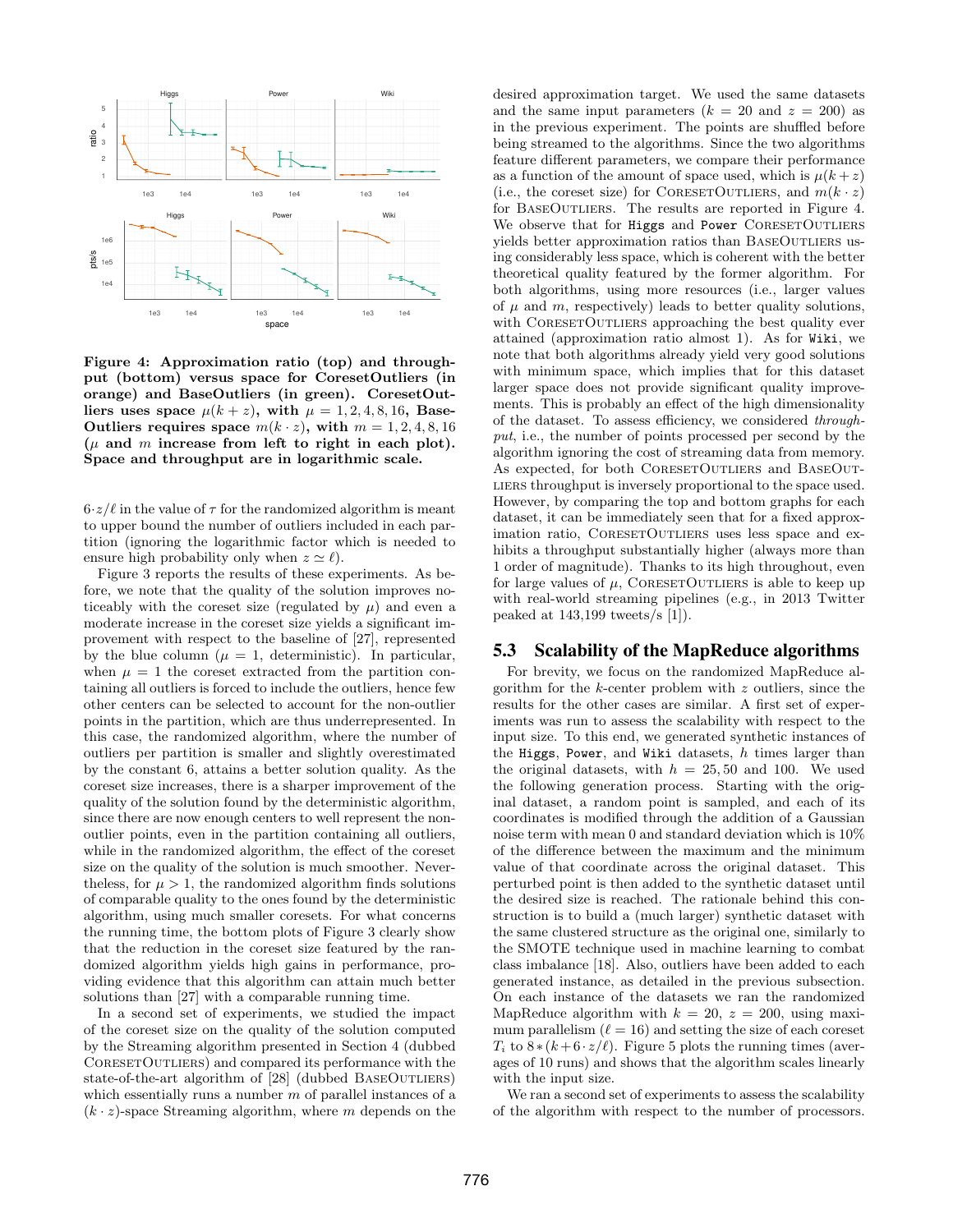**Figure 4: Approximation ratio (top) and throughput (bottom) versus space for CoresetOutliers (in orange) and BaseOutliers (in green). CoresetOutliers uses space $\mu(k+z)$, with $\mu = 1, 2, 4, 8, 16$, BaseOutliers requires space $m(k \cdot z)$, with $m = 1, 2, 4, 8, 16$ ($\mu$ and $m$ increase from left to right in each plot). Space and throughput are in logarithmic scale.**

$6 \cdot z/\ell$ in the value of $\tau$ for the randomized algorithm is meant to upper bound the number of outliers included in each partition (ignoring the logarithmic factor which is needed to ensure high probability only when $z \simeq \ell$).

Figure 3 reports the results of these experiments. As before, we note that the quality of the solution improves noticeably with the coreset size (regulated by $\mu$) and even a moderate increase in the coreset size yields a significant improvement with respect to the baseline of [27], represented by the blue column ($\mu = 1$, deterministic). In particular, when $\mu = 1$ the coreset extracted from the partition containing all outliers is forced to include the outliers, hence few other centers can be selected to account for the non-outlier points in the partition, which are thus underrepresented. In this case, the randomized algorithm, where the number of outliers per partition is smaller and slightly overestimated by the constant 6, attains a better solution quality. As the coreset size increases, there is a sharper improvement of the quality of the solution found by the deterministic algorithm, since there are now enough centers to well represent the non-outlier points, even in the partition containing all outliers, while in the randomized algorithm, the effect of the coreset size on the quality of the solution is much smoother. Nevertheless, for $\mu > 1$, the randomized algorithm finds solutions of comparable quality to the ones found by the deterministic algorithm, using much smaller coresets. For what concerns the running time, the bottom plots of Figure 3 clearly show that the reduction in the coreset size featured by the randomized algorithm yields high gains in performance, providing evidence that this algorithm can attain much better solutions than [27] with a comparable running time.

In a second set of experiments, we studied the impact of the coreset size on the quality of the solution computed by the Streaming algorithm presented in Section 4 (dubbed CoresetOutliers) and compared its performance with the state-of-the-art algorithm of [28] (dubbed BaseOutliers) which essentially runs a number $m$ of parallel instances of a $(k \cdot z)$-space Streaming algorithm, where $m$ depends on the desired approximation target. We used the same datasets and the same input parameters ($k = 20$ and $z = 200$) as in the previous experiment. The points are shuffled before being streamed to the algorithms. Since the two algorithms feature different parameters, we compare their performance as a function of the amount of space used, which is $\mu(k+z)$ (i.e., the coreset size) for CoresetOutliers, and $m(k \cdot z)$ for BaseOutliers. The results are reported in Figure 4. We observe that for `Higgs` and `Power` CoresetOutliers yields better approximation ratios than BaseOutliers using considerably less space, which is coherent with the better theoretical quality featured by the former algorithm. For both algorithms, using more resources (i.e., larger values of $\mu$ and $m$, respectively) leads to better quality solutions, with CoresetOutliers approaching the best quality ever attained (approximation ratio almost 1). As for `Wiki`, we note that both algorithms already yield very good solutions with minimum space, which implies that for this dataset larger space does not provide significant quality improvements. This is probably an effect of the high dimensionality of the dataset. To assess efficiency, we considered *throughput*, i.e., the number of points processed per second by the algorithm ignoring the cost of streaming data from memory. As expected, for both CoresetOutliers and BaseOutliers throughput is inversely proportional to the space used. However, by comparing the top and bottom graphs for each dataset, it can be immediately seen that for a fixed approximation ratio, CoresetOutliers uses less space and exhibits a throughput substantially higher (always more than 1 order of magnitude). Thanks to its high throughout, even for large values of $\mu$, CoresetOutliers is able to keep up with real-world streaming pipelines (e.g., in 2013 Twitter peaked at 143,199 tweets/s [1]).

## 5.3 Scalability of the MapReduce algorithms

For brevity, we focus on the randomized MapReduce algorithm for the $k$-center problem with $z$ outliers, since the results for the other cases are similar. A first set of experiments was run to assess the scalability with respect to the input size. To this end, we generated synthetic instances of the `Higgs`, `Power`, and `Wiki` datasets, $h$ times larger than the original datasets, with $h = 25, 50$ and 100. We used the following generation process. Starting with the original dataset, a random point is sampled, and each of its coordinates is modified through the addition of a Gaussian noise term with mean 0 and standard deviation which is 10% of the difference between the maximum and the minimum value of that coordinate across the original dataset. This perturbed point is then added to the synthetic dataset until the desired size is reached. The rationale behind this construction is to build a (much larger) synthetic dataset with the same clustered structure as the original one, similarly to the SMOTE technique used in machine learning to combat class imbalance [18]. Also, outliers have been added to each generated instance, as detailed in the previous subsection. On each instance of the datasets we ran the randomized MapReduce algorithm with $k = 20$, $z = 200$, using maximum parallelism ($\ell = 16$) and setting the size of each coreset $T_i$ to $8 * (k + 6 \cdot z/\ell)$. Figure 5 plots the running times (averages of 10 runs) and shows that the algorithm scales linearly with the input size.

We ran a second set of experiments to assess the scalability of the algorithm with respect to the number of processors.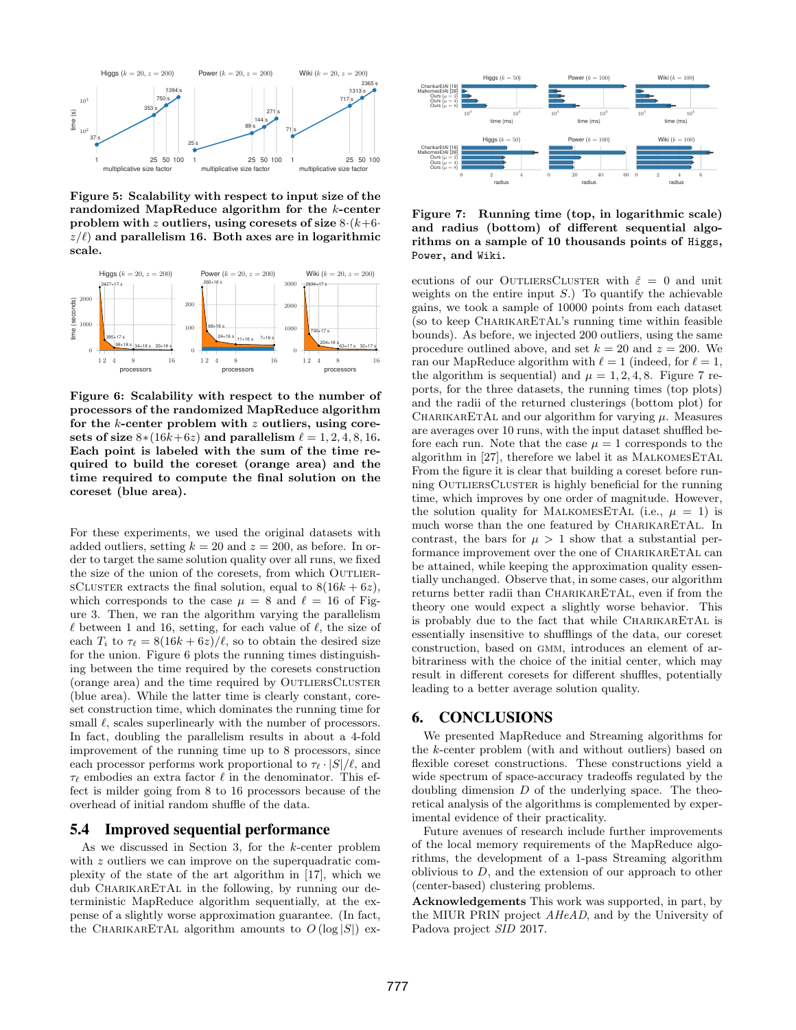**Figure 5: Scalability with respect to input size of the randomized MapReduce algorithm for the $k$-center problem with $z$ outliers, using coresets of size $8\cdot(k+6\cdot z/\ell)$ and parallelism 16. Both axes are in logarithmic scale.**

**Figure 6: Scalability with respect to the number of processors of the randomized MapReduce algorithm for the $k$-center problem with $z$ outliers, using coresets of size $8*(16k+6z)$ and parallelism $\ell = 1, 2, 4, 8, 16$. Each point is labeled with the sum of the time required to build the coreset (orange area) and the time required to compute the final solution on the coreset (blue area).**

For these experiments, we used the original datasets with added outliers, setting $k = 20$ and $z = 200$, as before. In order to target the same solution quality over all runs, we fixed the size of the union of the coresets, from which OutliersCluster extracts the final solution, equal to $8(16k + 6z)$, which corresponds to the case $\mu = 8$ and $\ell = 16$ of Figure 3. Then, we ran the algorithm varying the parallelism $\ell$ between 1 and 16, setting, for each value of $\ell$, the size of each $T_i$ to $\tau_\ell = 8(16k + 6z)/\ell$, so to obtain the desired size for the union. Figure 6 plots the running times distinguishing between the time required by the coresets construction (orange area) and the time required by OutliersCluster (blue area). While the latter time is clearly constant, coreset construction time, which dominates the running time for small $\ell$, scales superlinearly with the number of processors. In fact, doubling the parallelism results in about a 4-fold improvement of the running time up to 8 processors, since each processor performs work proportional to $\tau_\ell \cdot |S|/\ell$, and $\tau_\ell$ embodies an extra factor $\ell$ in the denominator. This effect is milder going from 8 to 16 processors because of the overhead of initial random shuffle of the data.

## 5.4 Improved sequential performance

As we discussed in Section 3, for the $k$-center problem with $z$ outliers we can improve on the superquadratic complexity of the state of the art algorithm in [17], which we dub CharikarEtAl in the following, by running our deterministic MapReduce algorithm sequentially, at the expense of a slightly worse approximation guarantee. (In fact, the CharikarEtAl algorithm amounts to $O(\log |S|)$ executions of our OutliersCluster with $\hat{\varepsilon} = 0$ and unit weights on the entire input $S$.) To quantify the achievable gains, we took a sample of 10000 points from each dataset (so to keep CharikarEtAl's running time within feasible bounds). As before, we injected 200 outliers, using the same procedure outlined above, and set $k = 20$ and $z = 200$. We ran our MapReduce algorithm with $\ell = 1$ (indeed, for $\ell = 1$, the algorithm is sequential) and $\mu = 1, 2, 4, 8$. Figure 7 reports, for the three datasets, the running times (top plots) and the radii of the returned clusterings (bottom plot) for CharikarEtAl and our algorithm for varying $\mu$. Measures are averages over 10 runs, with the input dataset shuffled before each run. Note that the case $\mu = 1$ corresponds to the algorithm in [27], therefore we label it as MalkomesEtAl From the figure it is clear that building a coreset before running OutliersCluster is highly beneficial for the running time, which improves by one order of magnitude. However, the solution quality for MalkomesEtAl (i.e., $\mu = 1$) is much worse than the one featured by CharikarEtAl. In contrast, the bars for $\mu > 1$ show that a substantial performance improvement over the one of CharikarEtAl can be attained, while keeping the approximation quality essentially unchanged. Observe that, in some cases, our algorithm returns better radii than CharikarEtAl, even if from the theory one would expect a slightly worse behavior. This is probably due to the fact that while CharikarEtAl is essentially insensitive to shufflings of the data, our coreset construction, based on gmm, introduces an element of arbitrariness with the choice of the initial center, which may result in different coresets for different shuffles, potentially leading to a better average solution quality.

**Figure 7: Running time (top, in logarithmic scale) and radius (bottom) of different sequential algorithms on a sample of 10 thousands points of Higgs, Power, and Wiki.**

# 6. CONCLUSIONS

We presented MapReduce and Streaming algorithms for the $k$-center problem (with and without outliers) based on flexible coreset constructions. These constructions yield a wide spectrum of space-accuracy tradeoffs regulated by the doubling dimension $D$ of the underlying space. The theoretical analysis of the algorithms is complemented by experimental evidence of their practicality.

Future avenues of research include further improvements of the local memory requirements of the MapReduce algorithms, the development of a 1-pass Streaming algorithm oblivious to $D$, and the extension of our approach to other (center-based) clustering problems.

**Acknowledgements** This work was supported, in part, by the MIUR PRIN project *AHeAD*, and by the University of Padova project *SID* 2017.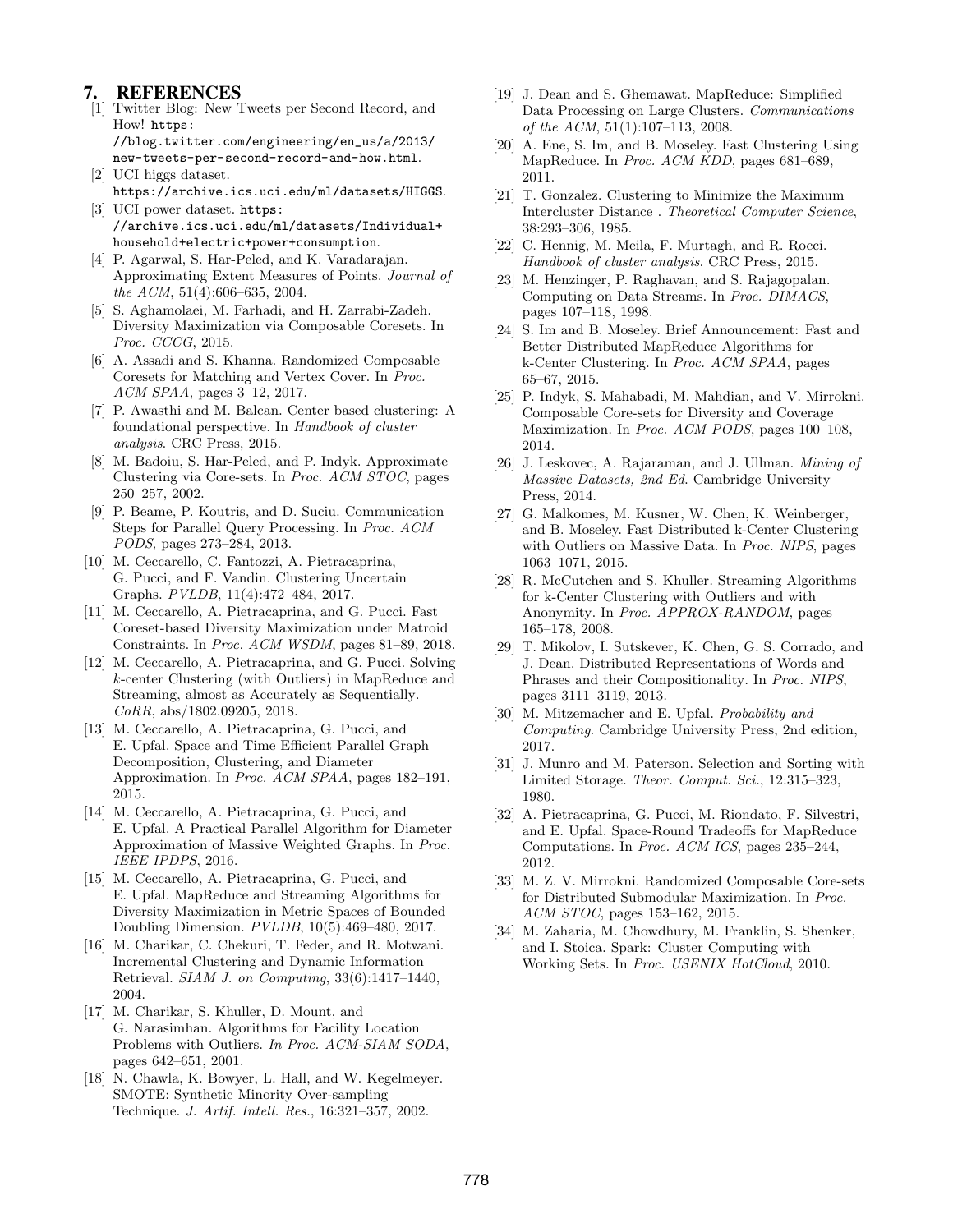## 7. REFERENCES

[1] Twitter Blog: New Tweets per Second Record, and How! https://blog.twitter.com/engineering/en_us/a/2013/new-tweets-per-second-record-and-how.html.

[2] UCI higgs dataset. https://archive.ics.uci.edu/ml/datasets/HIGGS.

[3] UCI power dataset. https://archive.ics.uci.edu/ml/datasets/Individual+household+electric+power+consumption.

[4] P. Agarwal, S. Har-Peled, and K. Varadarajan. Approximating Extent Measures of Points. *Journal of the ACM*, 51(4):606–635, 2004.

[5] S. Aghamolaei, M. Farhadi, and H. Zarrabi-Zadeh. Diversity Maximization via Composable Coresets. In *Proc. CCCG*, 2015.

[6] A. Assadi and S. Khanna. Randomized Composable Coresets for Matching and Vertex Cover. In *Proc. ACM SPAA*, pages 3–12, 2017.

[7] P. Awasthi and M. Balcan. Center based clustering: A foundational perspective. In *Handbook of cluster analysis*. CRC Press, 2015.

[8] M. Badoiu, S. Har-Peled, and P. Indyk. Approximate Clustering via Core-sets. In *Proc. ACM STOC*, pages 250–257, 2002.

[9] P. Beame, P. Koutris, and D. Suciu. Communication Steps for Parallel Query Processing. In *Proc. ACM PODS*, pages 273–284, 2013.

[10] M. Ceccarello, C. Fantozzi, A. Pietracaprina, G. Pucci, and F. Vandin. Clustering Uncertain Graphs. *PVLDB*, 11(4):472–484, 2017.

[11] M. Ceccarello, A. Pietracaprina, and G. Pucci. Fast Coreset-based Diversity Maximization under Matroid Constraints. In *Proc. ACM WSDM*, pages 81–89, 2018.

[12] M. Ceccarello, A. Pietracaprina, and G. Pucci. Solving $k$-center Clustering (with Outliers) in MapReduce and Streaming, almost as Accurately as Sequentially. *CoRR*, abs/1802.09205, 2018.

[13] M. Ceccarello, A. Pietracaprina, G. Pucci, and E. Upfal. Space and Time Efficient Parallel Graph Decomposition, Clustering, and Diameter Approximation. In *Proc. ACM SPAA*, pages 182–191, 2015.

[14] M. Ceccarello, A. Pietracaprina, G. Pucci, and E. Upfal. A Practical Parallel Algorithm for Diameter Approximation of Massive Weighted Graphs. In *Proc. IEEE IPDPS*, 2016.

[15] M. Ceccarello, A. Pietracaprina, G. Pucci, and E. Upfal. MapReduce and Streaming Algorithms for Diversity Maximization in Metric Spaces of Bounded Doubling Dimension. *PVLDB*, 10(5):469–480, 2017.

[16] M. Charikar, C. Chekuri, T. Feder, and R. Motwani. Incremental Clustering and Dynamic Information Retrieval. *SIAM J. on Computing*, 33(6):1417–1440, 2004.

[17] M. Charikar, S. Khuller, D. Mount, and G. Narasimhan. Algorithms for Facility Location Problems with Outliers. *In Proc. ACM-SIAM SODA*, pages 642–651, 2001.

[18] N. Chawla, K. Bowyer, L. Hall, and W. Kegelmeyer. SMOTE: Synthetic Minority Over-sampling Technique. *J. Artif. Intell. Res.*, 16:321–357, 2002.

[19] J. Dean and S. Ghemawat. MapReduce: Simplified Data Processing on Large Clusters. *Communications of the ACM*, 51(1):107–113, 2008.

[20] A. Ene, S. Im, and B. Moseley. Fast Clustering Using MapReduce. In *Proc. ACM KDD*, pages 681–689, 2011.

[21] T. Gonzalez. Clustering to Minimize the Maximum Intercluster Distance . *Theoretical Computer Science*, 38:293–306, 1985.

[22] C. Hennig, M. Meila, F. Murtagh, and R. Rocci. *Handbook of cluster analysis*. CRC Press, 2015.

[23] M. Henzinger, P. Raghavan, and S. Rajagopalan. Computing on Data Streams. In *Proc. DIMACS*, pages 107–118, 1998.

[24] S. Im and B. Moseley. Brief Announcement: Fast and Better Distributed MapReduce Algorithms for k-Center Clustering. In *Proc. ACM SPAA*, pages 65–67, 2015.

[25] P. Indyk, S. Mahabadi, M. Mahdian, and V. Mirrokni. Composable Core-sets for Diversity and Coverage Maximization. In *Proc. ACM PODS*, pages 100–108, 2014.

[26] J. Leskovec, A. Rajaraman, and J. Ullman. *Mining of Massive Datasets, 2nd Ed*. Cambridge University Press, 2014.

[27] G. Malkomes, M. Kusner, W. Chen, K. Weinberger, and B. Moseley. Fast Distributed k-Center Clustering with Outliers on Massive Data. In *Proc. NIPS*, pages 1063–1071, 2015.

[28] R. McCutchen and S. Khuller. Streaming Algorithms for k-Center Clustering with Outliers and with Anonymity. In *Proc. APPROX-RANDOM*, pages 165–178, 2008.

[29] T. Mikolov, I. Sutskever, K. Chen, G. S. Corrado, and J. Dean. Distributed Representations of Words and Phrases and their Compositionality. In *Proc. NIPS*, pages 3111–3119, 2013.

[30] M. Mitzemacher and E. Upfal. *Probability and Computing*. Cambridge University Press, 2nd edition, 2017.

[31] J. Munro and M. Paterson. Selection and Sorting with Limited Storage. *Theor. Comput. Sci.*, 12:315–323, 1980.

[32] A. Pietracaprina, G. Pucci, M. Riondato, F. Silvestri, and E. Upfal. Space-Round Tradeoffs for MapReduce Computations. In *Proc. ACM ICS*, pages 235–244, 2012.

[33] M. Z. V. Mirrokni. Randomized Composable Core-sets for Distributed Submodular Maximization. In *Proc. ACM STOC*, pages 153–162, 2015.

[34] M. Zaharia, M. Chowdhury, M. Franklin, S. Shenker, and I. Stoica. Spark: Cluster Computing with Working Sets. In *Proc. USENIX HotCloud*, 2010.